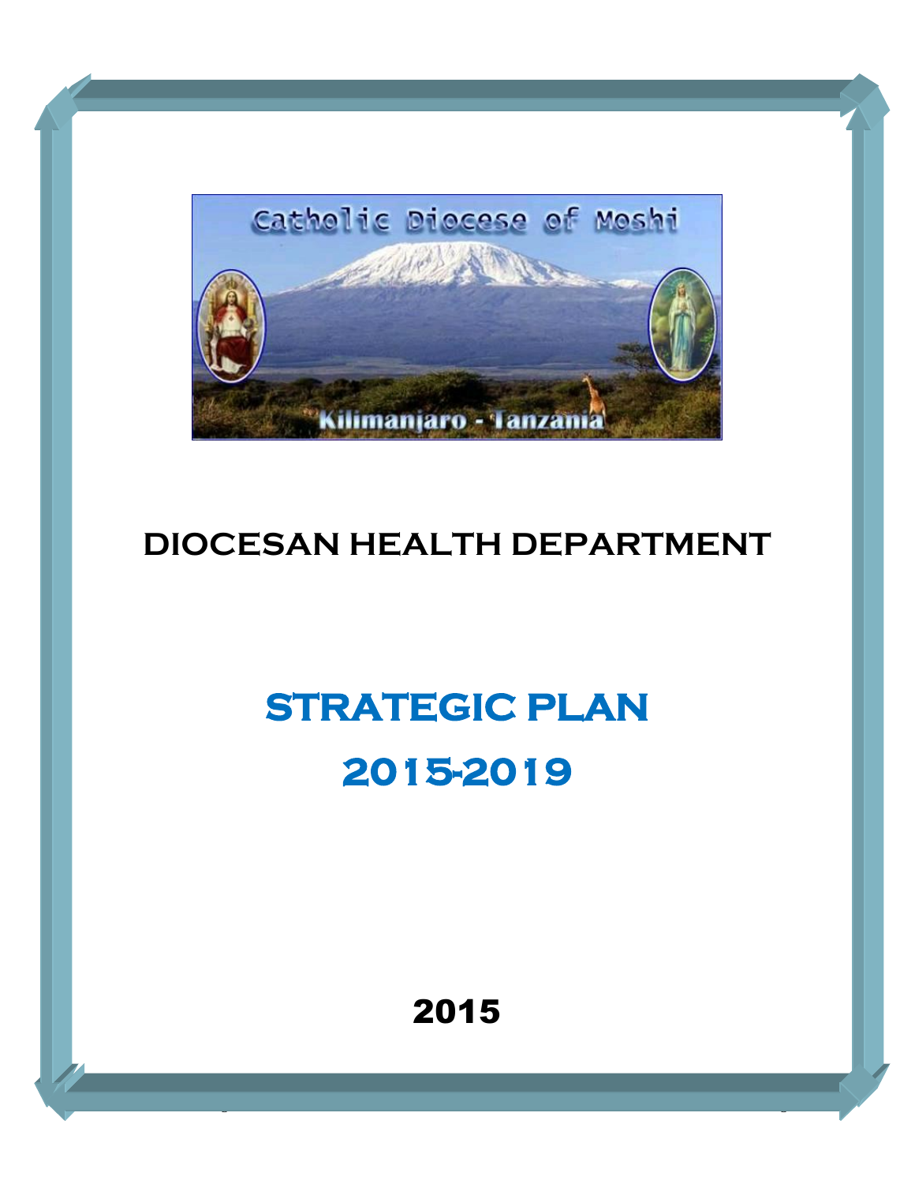Catholic Diocese of Moshi

Kilimanjaro - Tanzania

# DIOCESAN HEALTH DEPARTMENT

# STRATEGIC PLAN 2015-2019

**2015**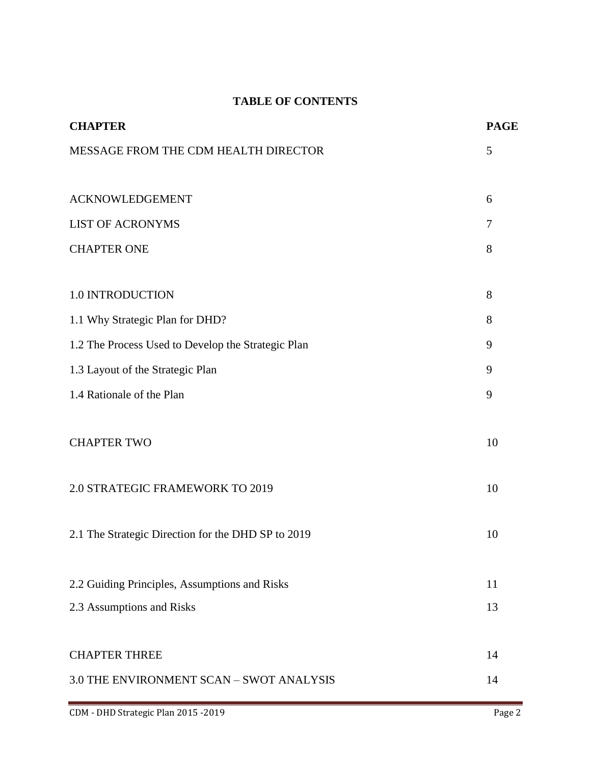# TABLE OF CONTENTS

| CHAPTER | PAGE |
|---|---|
| MESSAGE FROM THE CDM HEALTH DIRECTOR | 5 |
| ACKNOWLEDGEMENT | 6 |
| LIST OF ACRONYMS | 7 |
| CHAPTER ONE | 8 |
| 1.0 INTRODUCTION | 8 |
| 1.1 Why Strategic Plan for DHD? | 8 |
| 1.2 The Process Used to Develop the Strategic Plan | 9 |
| 1.3 Layout of the Strategic Plan | 9 |
| 1.4 Rationale of the Plan | 9 |
| CHAPTER TWO | 10 |
| 2.0 STRATEGIC FRAMEWORK TO 2019 | 10 |
| 2.1 The Strategic Direction for the DHD SP to 2019 | 10 |
| 2.2 Guiding Principles, Assumptions and Risks | 11 |
| 2.3 Assumptions and Risks | 13 |
| CHAPTER THREE | 14 |
| 3.0 THE ENVIRONMENT SCAN – SWOT ANALYSIS | 14 |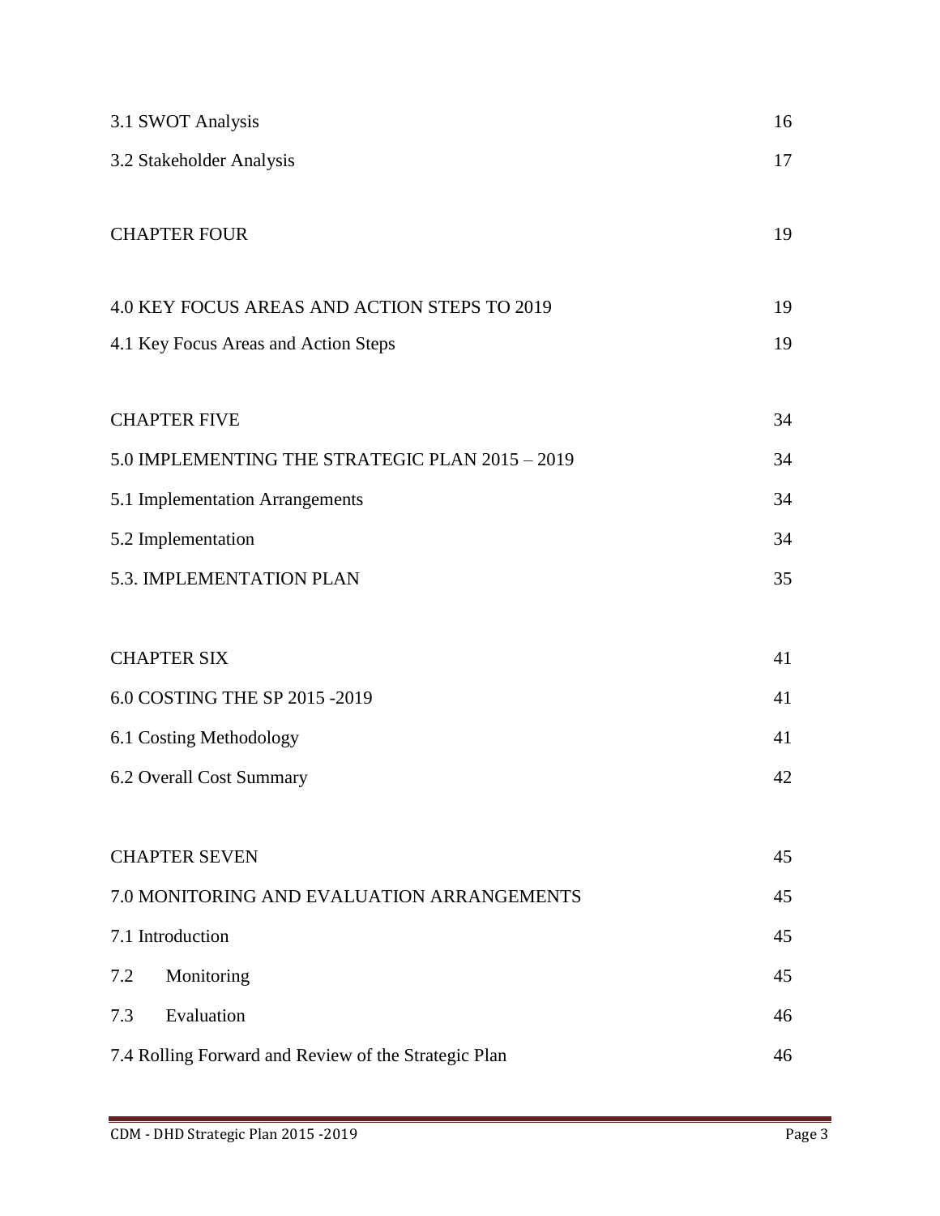3.1 SWOT Analysis 16

3.2 Stakeholder Analysis 17

CHAPTER FOUR 19

4.0 KEY FOCUS AREAS AND ACTION STEPS TO 2019 19

4.1 Key Focus Areas and Action Steps 19

CHAPTER FIVE 34

5.0 IMPLEMENTING THE STRATEGIC PLAN 2015 – 2019 34

5.1 Implementation Arrangements 34

5.2 Implementation 34

5.3. IMPLEMENTATION PLAN 35

CHAPTER SIX 41

6.0 COSTING THE SP 2015 -2019 41

6.1 Costing Methodology 41

6.2 Overall Cost Summary 42

CHAPTER SEVEN 45

7.0 MONITORING AND EVALUATION ARRANGEMENTS 45

7.1 Introduction 45

7.2 Monitoring 45

7.3 Evaluation 46

7.4 Rolling Forward and Review of the Strategic Plan 46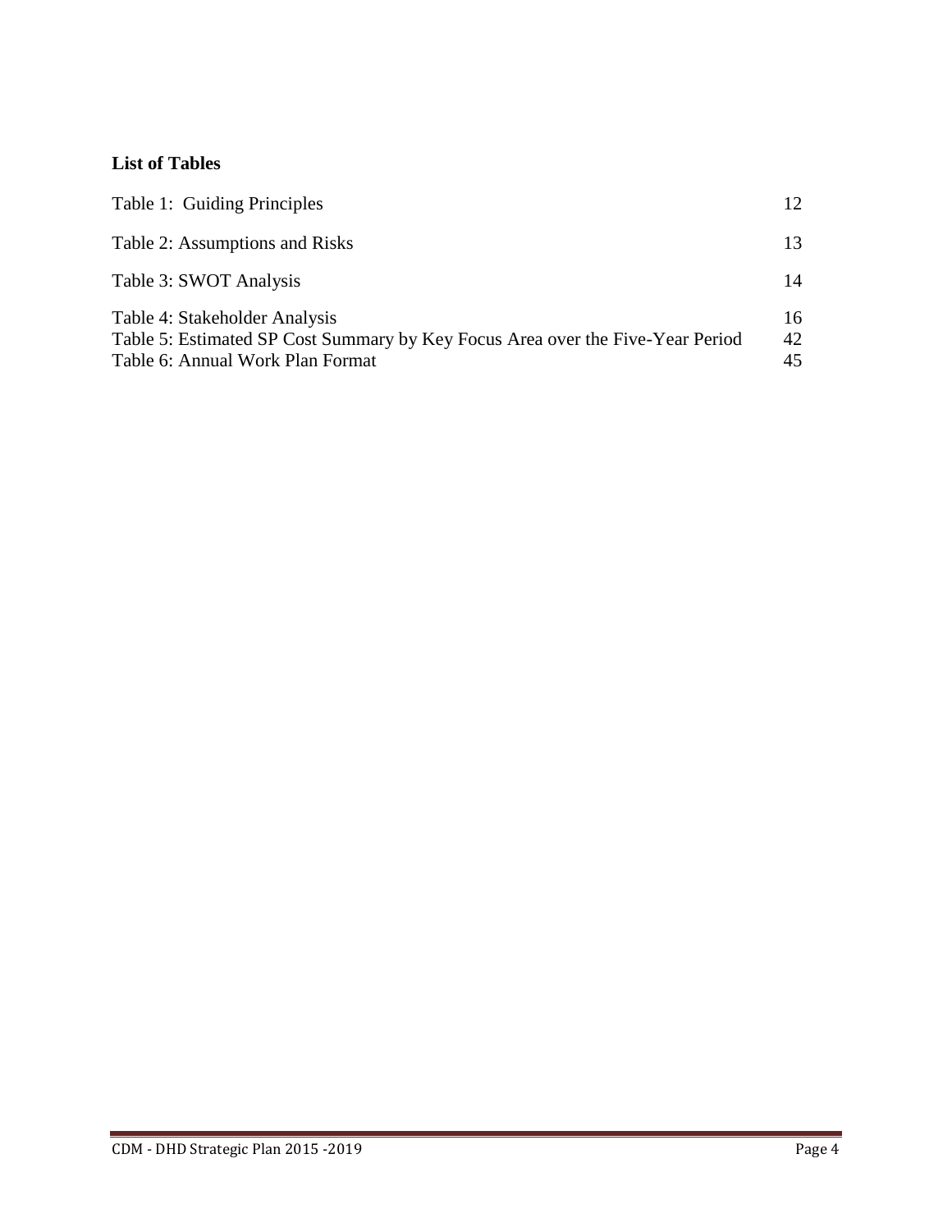## List of Tables

Table 1: Guiding Principles 12

Table 2: Assumptions and Risks 13

Table 3: SWOT Analysis 14

Table 4: Stakeholder Analysis 16

Table 5: Estimated SP Cost Summary by Key Focus Area over the Five-Year Period 42

Table 6: Annual Work Plan Format 45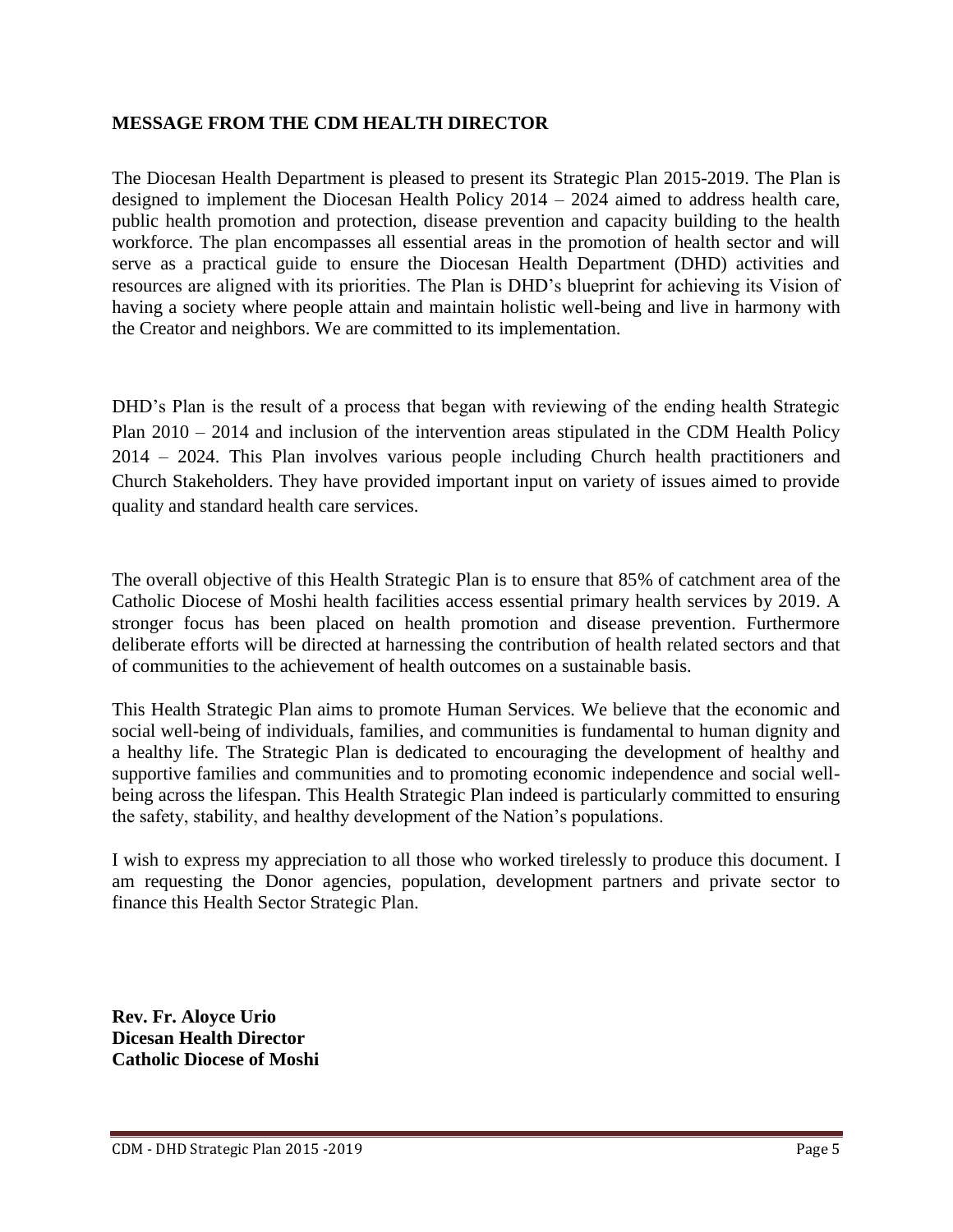## MESSAGE FROM THE CDM HEALTH DIRECTOR

The Diocesan Health Department is pleased to present its Strategic Plan 2015-2019. The Plan is designed to implement the Diocesan Health Policy 2014 – 2024 aimed to address health care, public health promotion and protection, disease prevention and capacity building to the health workforce. The plan encompasses all essential areas in the promotion of health sector and will serve as a practical guide to ensure the Diocesan Health Department (DHD) activities and resources are aligned with its priorities. The Plan is DHD's blueprint for achieving its Vision of having a society where people attain and maintain holistic well-being and live in harmony with the Creator and neighbors. We are committed to its implementation.

DHD's Plan is the result of a process that began with reviewing of the ending health Strategic Plan 2010 – 2014 and inclusion of the intervention areas stipulated in the CDM Health Policy 2014 – 2024. This Plan involves various people including Church health practitioners and Church Stakeholders. They have provided important input on variety of issues aimed to provide quality and standard health care services.

The overall objective of this Health Strategic Plan is to ensure that 85% of catchment area of the Catholic Diocese of Moshi health facilities access essential primary health services by 2019. A stronger focus has been placed on health promotion and disease prevention. Furthermore deliberate efforts will be directed at harnessing the contribution of health related sectors and that of communities to the achievement of health outcomes on a sustainable basis.

This Health Strategic Plan aims to promote Human Services. We believe that the economic and social well-being of individuals, families, and communities is fundamental to human dignity and a healthy life. The Strategic Plan is dedicated to encouraging the development of healthy and supportive families and communities and to promoting economic independence and social well-being across the lifespan. This Health Strategic Plan indeed is particularly committed to ensuring the safety, stability, and healthy development of the Nation's populations.

I wish to express my appreciation to all those who worked tirelessly to produce this document. I am requesting the Donor agencies, population, development partners and private sector to finance this Health Sector Strategic Plan.

**Rev. Fr. Aloyce Urio**
**Dicesan Health Director**
**Catholic Diocese of Moshi**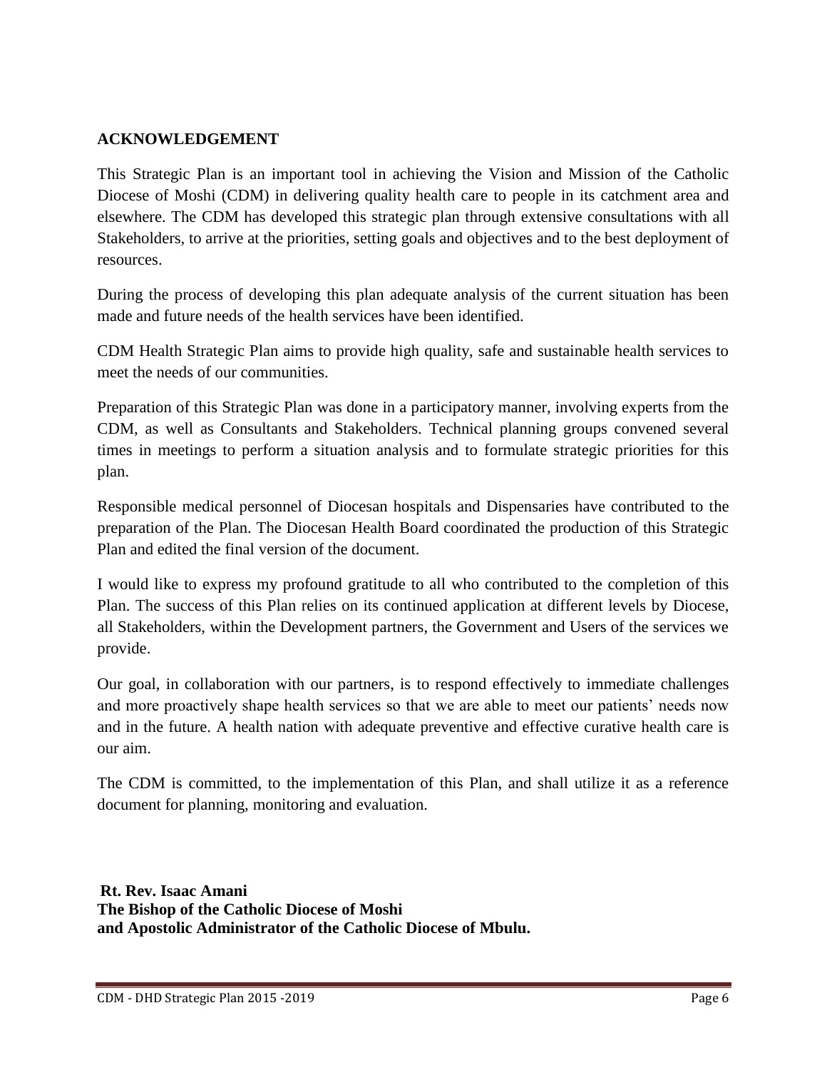## ACKNOWLEDGEMENT

This Strategic Plan is an important tool in achieving the Vision and Mission of the Catholic Diocese of Moshi (CDM) in delivering quality health care to people in its catchment area and elsewhere. The CDM has developed this strategic plan through extensive consultations with all Stakeholders, to arrive at the priorities, setting goals and objectives and to the best deployment of resources.

During the process of developing this plan adequate analysis of the current situation has been made and future needs of the health services have been identified.

CDM Health Strategic Plan aims to provide high quality, safe and sustainable health services to meet the needs of our communities.

Preparation of this Strategic Plan was done in a participatory manner, involving experts from the CDM, as well as Consultants and Stakeholders. Technical planning groups convened several times in meetings to perform a situation analysis and to formulate strategic priorities for this plan.

Responsible medical personnel of Diocesan hospitals and Dispensaries have contributed to the preparation of the Plan. The Diocesan Health Board coordinated the production of this Strategic Plan and edited the final version of the document.

I would like to express my profound gratitude to all who contributed to the completion of this Plan. The success of this Plan relies on its continued application at different levels by Diocese, all Stakeholders, within the Development partners, the Government and Users of the services we provide.

Our goal, in collaboration with our partners, is to respond effectively to immediate challenges and more proactively shape health services so that we are able to meet our patients' needs now and in the future. A health nation with adequate preventive and effective curative health care is our aim.

The CDM is committed, to the implementation of this Plan, and shall utilize it as a reference document for planning, monitoring and evaluation.

**Rt. Rev. Isaac Amani**
**The Bishop of the Catholic Diocese of Moshi**
**and Apostolic Administrator of the Catholic Diocese of Mbulu.**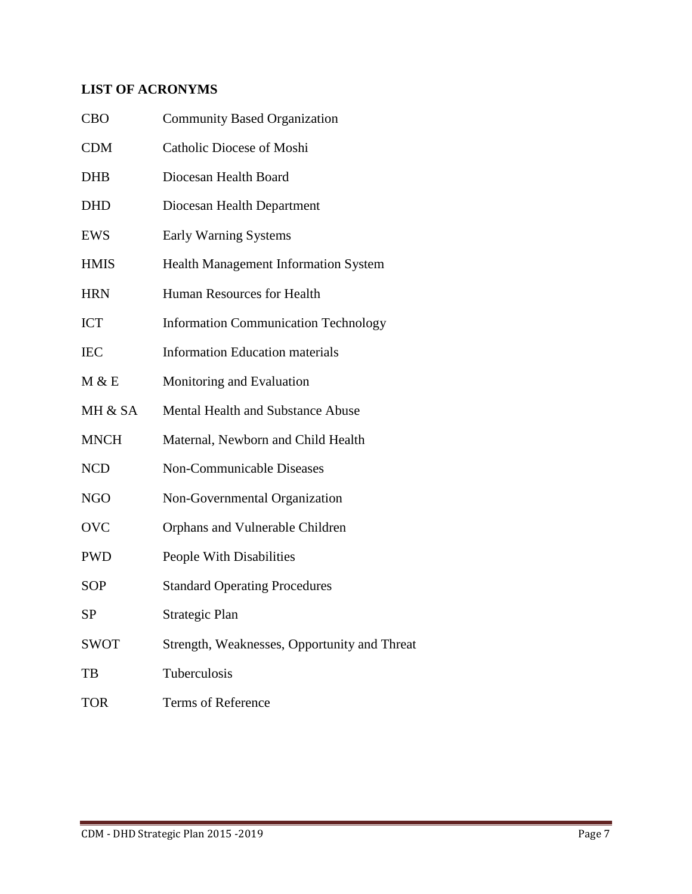## LIST OF ACRONYMS

| | |
|---|---|
| CBO | Community Based Organization |
| CDM | Catholic Diocese of Moshi |
| DHB | Diocesan Health Board |
| DHD | Diocesan Health Department |
| EWS | Early Warning Systems |
| HMIS | Health Management Information System |
| HRN | Human Resources for Health |
| ICT | Information Communication Technology |
| IEC | Information Education materials |
| M & E | Monitoring and Evaluation |
| MH & SA | Mental Health and Substance Abuse |
| MNCH | Maternal, Newborn and Child Health |
| NCD | Non-Communicable Diseases |
| NGO | Non-Governmental Organization |
| OVC | Orphans and Vulnerable Children |
| PWD | People With Disabilities |
| SOP | Standard Operating Procedures |
| SP | Strategic Plan |
| SWOT | Strength, Weaknesses, Opportunity and Threat |
| TB | Tuberculosis |
| TOR | Terms of Reference |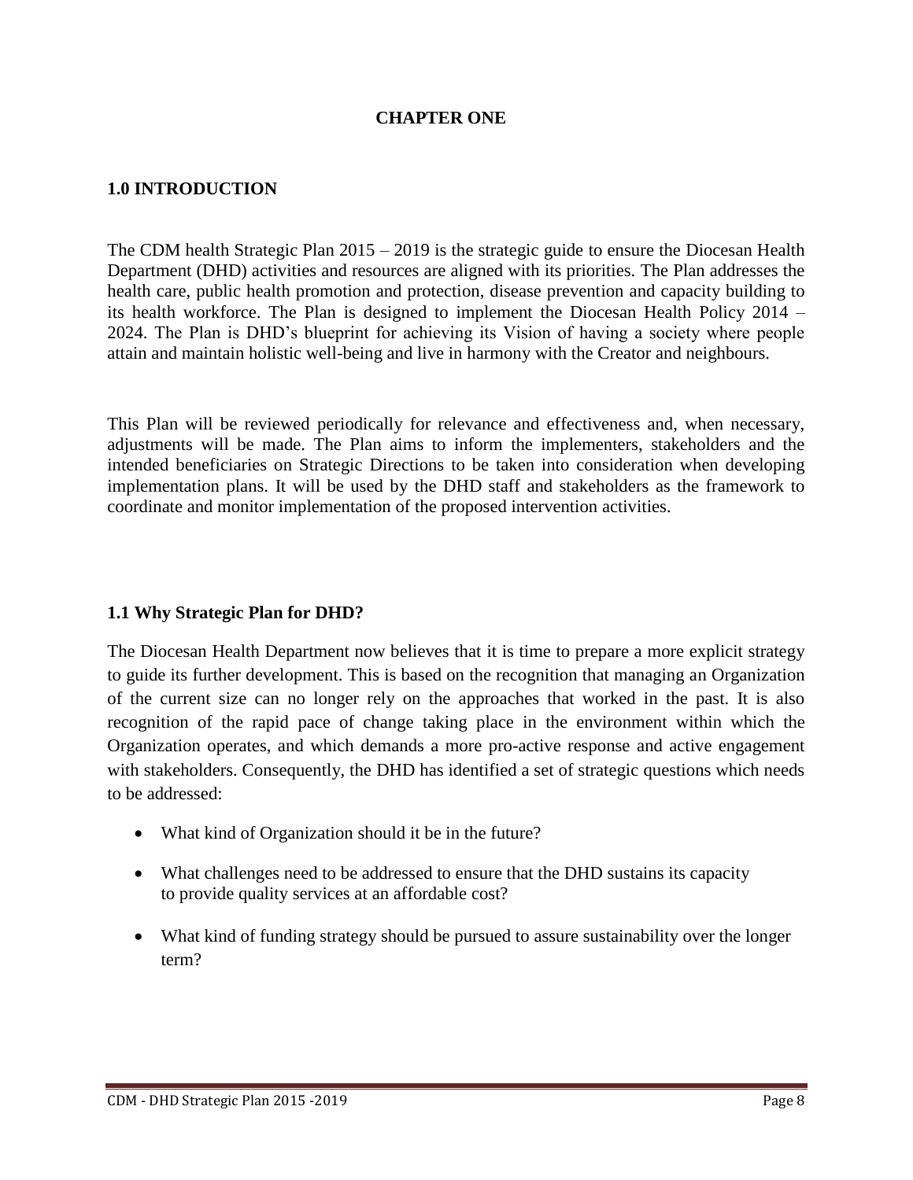# CHAPTER ONE

## 1.0 INTRODUCTION

The CDM health Strategic Plan 2015 – 2019 is the strategic guide to ensure the Diocesan Health Department (DHD) activities and resources are aligned with its priorities. The Plan addresses the health care, public health promotion and protection, disease prevention and capacity building to its health workforce. The Plan is designed to implement the Diocesan Health Policy 2014 – 2024. The Plan is DHD's blueprint for achieving its Vision of having a society where people attain and maintain holistic well-being and live in harmony with the Creator and neighbours.

This Plan will be reviewed periodically for relevance and effectiveness and, when necessary, adjustments will be made. The Plan aims to inform the implementers, stakeholders and the intended beneficiaries on Strategic Directions to be taken into consideration when developing implementation plans. It will be used by the DHD staff and stakeholders as the framework to coordinate and monitor implementation of the proposed intervention activities.

## 1.1 Why Strategic Plan for DHD?

The Diocesan Health Department now believes that it is time to prepare a more explicit strategy to guide its further development. This is based on the recognition that managing an Organization of the current size can no longer rely on the approaches that worked in the past. It is also recognition of the rapid pace of change taking place in the environment within which the Organization operates, and which demands a more pro-active response and active engagement with stakeholders. Consequently, the DHD has identified a set of strategic questions which needs to be addressed:

- What kind of Organization should it be in the future?
- What challenges need to be addressed to ensure that the DHD sustains its capacity to provide quality services at an affordable cost?
- What kind of funding strategy should be pursued to assure sustainability over the longer term?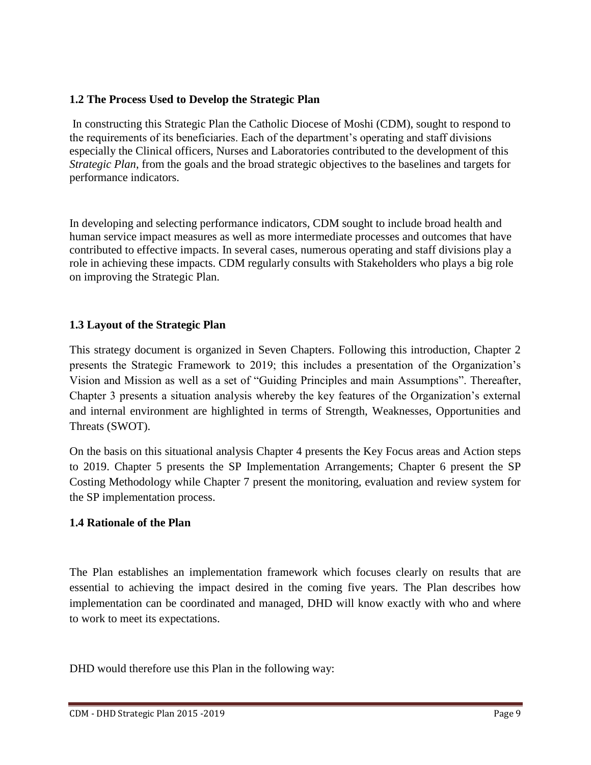### 1.2 The Process Used to Develop the Strategic Plan

In constructing this Strategic Plan the Catholic Diocese of Moshi (CDM), sought to respond to the requirements of its beneficiaries. Each of the department's operating and staff divisions especially the Clinical officers, Nurses and Laboratories contributed to the development of this *Strategic Plan*, from the goals and the broad strategic objectives to the baselines and targets for performance indicators.

In developing and selecting performance indicators, CDM sought to include broad health and human service impact measures as well as more intermediate processes and outcomes that have contributed to effective impacts. In several cases, numerous operating and staff divisions play a role in achieving these impacts. CDM regularly consults with Stakeholders who plays a big role on improving the Strategic Plan.

### 1.3 Layout of the Strategic Plan

This strategy document is organized in Seven Chapters. Following this introduction, Chapter 2 presents the Strategic Framework to 2019; this includes a presentation of the Organization's Vision and Mission as well as a set of "Guiding Principles and main Assumptions". Thereafter, Chapter 3 presents a situation analysis whereby the key features of the Organization's external and internal environment are highlighted in terms of Strength, Weaknesses, Opportunities and Threats (SWOT).

On the basis on this situational analysis Chapter 4 presents the Key Focus areas and Action steps to 2019. Chapter 5 presents the SP Implementation Arrangements; Chapter 6 present the SP Costing Methodology while Chapter 7 present the monitoring, evaluation and review system for the SP implementation process.

### 1.4 Rationale of the Plan

The Plan establishes an implementation framework which focuses clearly on results that are essential to achieving the impact desired in the coming five years. The Plan describes how implementation can be coordinated and managed, DHD will know exactly with who and where to work to meet its expectations.

DHD would therefore use this Plan in the following way: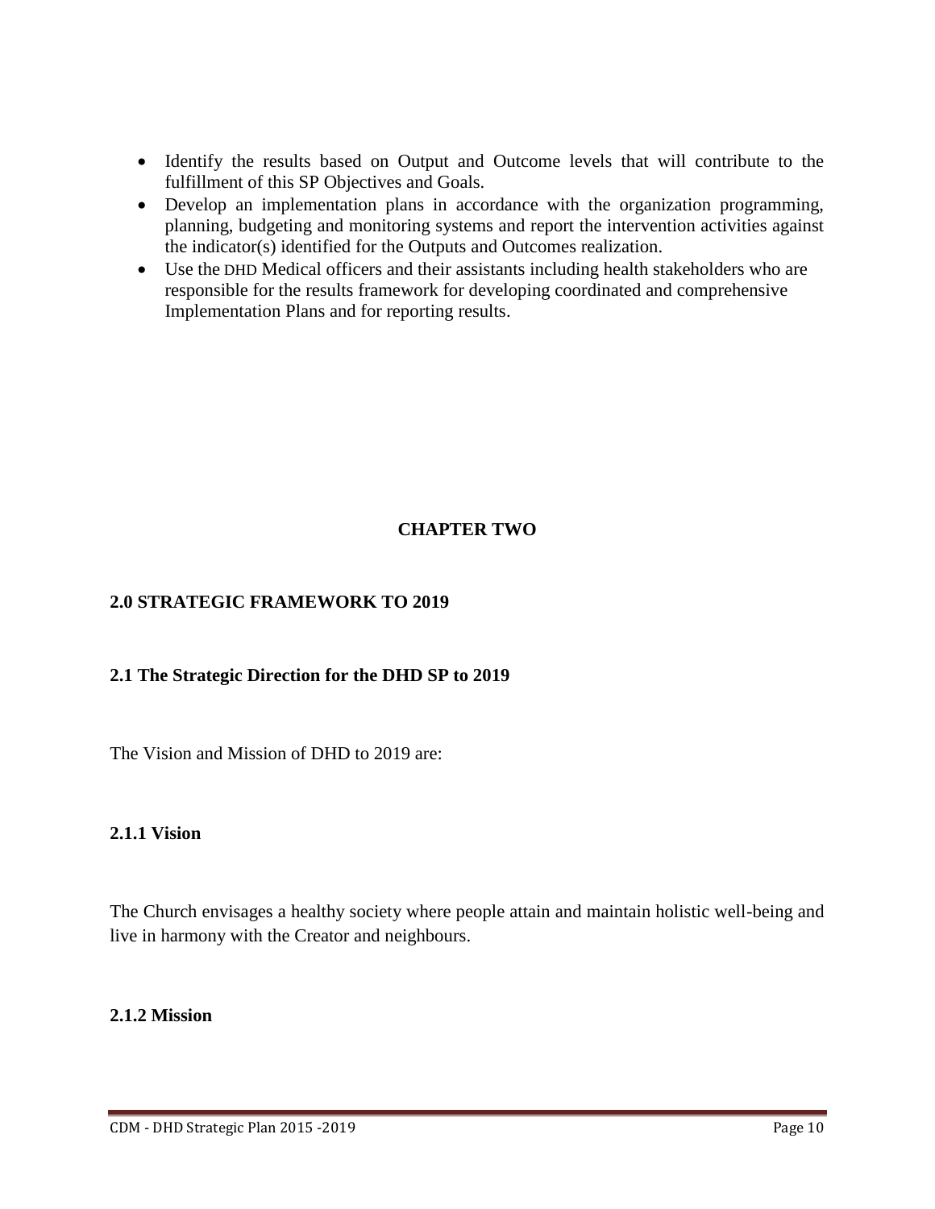- Identify the results based on Output and Outcome levels that will contribute to the fulfillment of this SP Objectives and Goals.
- Develop an implementation plans in accordance with the organization programming, planning, budgeting and monitoring systems and report the intervention activities against the indicator(s) identified for the Outputs and Outcomes realization.
- Use the DHD Medical officers and their assistants including health stakeholders who are responsible for the results framework for developing coordinated and comprehensive Implementation Plans and for reporting results.

# CHAPTER TWO

## 2.0 STRATEGIC FRAMEWORK TO 2019

### 2.1 The Strategic Direction for the DHD SP to 2019

The Vision and Mission of DHD to 2019 are:

#### 2.1.1 Vision

The Church envisages a healthy society where people attain and maintain holistic well-being and live in harmony with the Creator and neighbours.

#### 2.1.2 Mission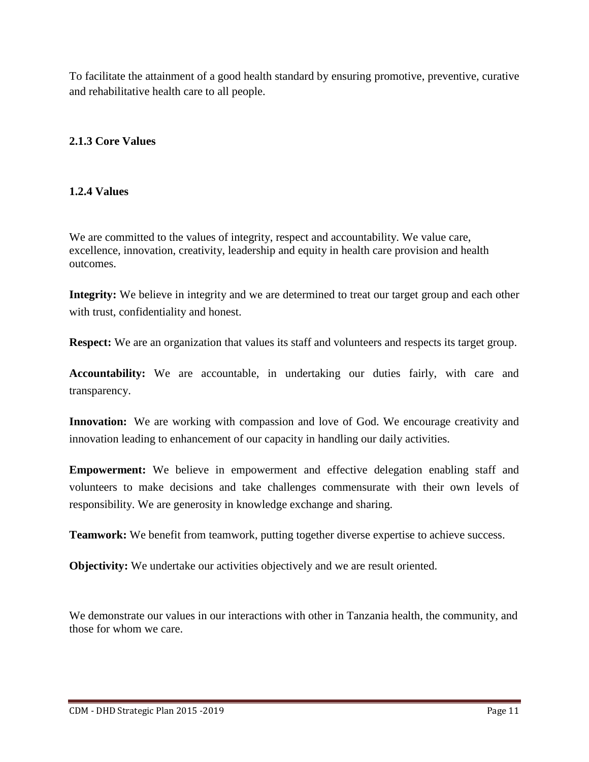To facilitate the attainment of a good health standard by ensuring promotive, preventive, curative and rehabilitative health care to all people.

### 2.1.3 Core Values

### 1.2.4 Values

We are committed to the values of integrity, respect and accountability. We value care, excellence, innovation, creativity, leadership and equity in health care provision and health outcomes.

**Integrity:** We believe in integrity and we are determined to treat our target group and each other with trust, confidentiality and honest.

**Respect:** We are an organization that values its staff and volunteers and respects its target group.

**Accountability:** We are accountable, in undertaking our duties fairly, with care and transparency.

**Innovation:** We are working with compassion and love of God. We encourage creativity and innovation leading to enhancement of our capacity in handling our daily activities.

**Empowerment:** We believe in empowerment and effective delegation enabling staff and volunteers to make decisions and take challenges commensurate with their own levels of responsibility. We are generosity in knowledge exchange and sharing.

**Teamwork:** We benefit from teamwork, putting together diverse expertise to achieve success.

**Objectivity:** We undertake our activities objectively and we are result oriented.

We demonstrate our values in our interactions with other in Tanzania health, the community, and those for whom we care.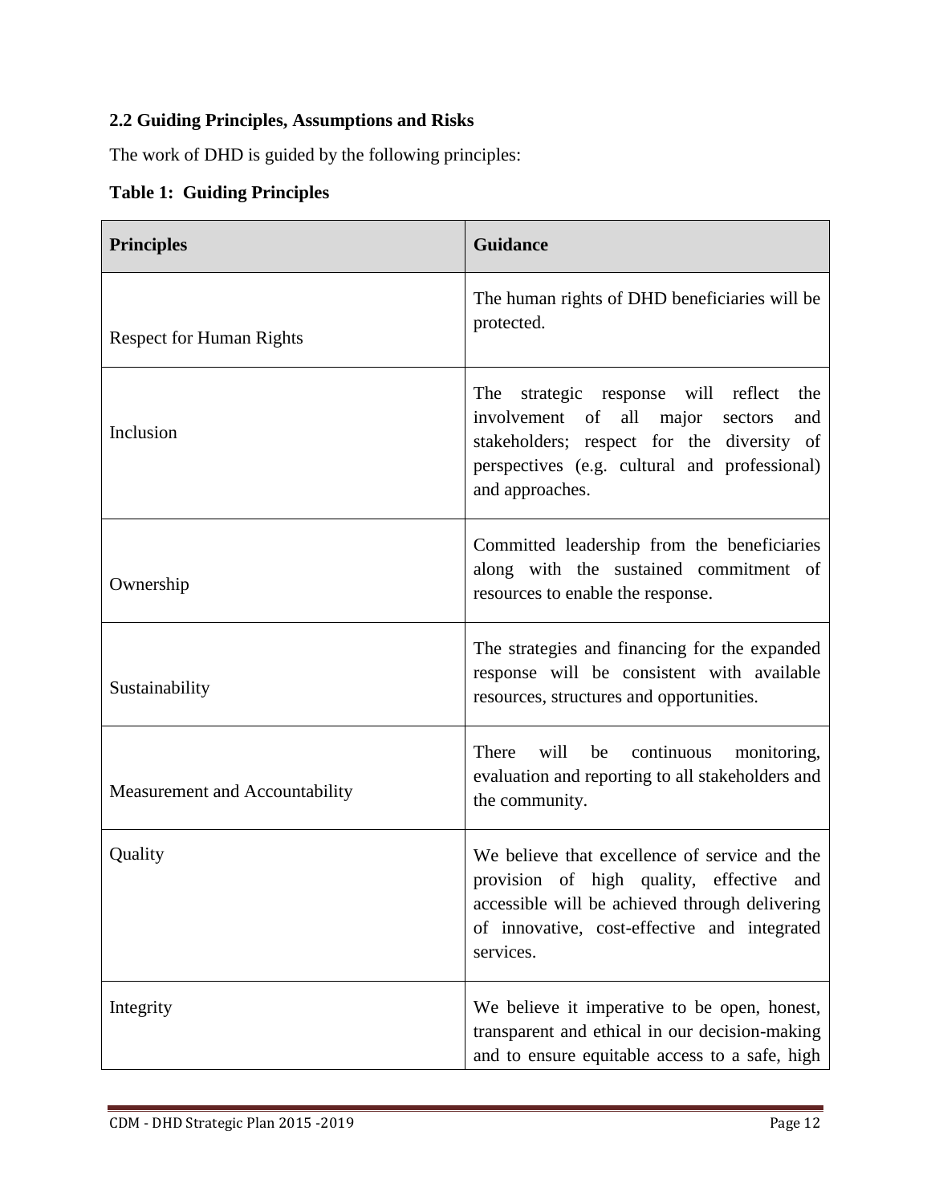### 2.2 Guiding Principles, Assumptions and Risks

The work of DHD is guided by the following principles:

**Table 1: Guiding Principles**

| Principles | Guidance |
|---|---|
| Respect for Human Rights | The human rights of DHD beneficiaries will be protected. |
| Inclusion | The strategic response will reflect the involvement of all major sectors and stakeholders; respect for the diversity of perspectives (e.g. cultural and professional) and approaches. |
| Ownership | Committed leadership from the beneficiaries along with the sustained commitment of resources to enable the response. |
| Sustainability | The strategies and financing for the expanded response will be consistent with available resources, structures and opportunities. |
| Measurement and Accountability | There will be continuous monitoring, evaluation and reporting to all stakeholders and the community. |
| Quality | We believe that excellence of service and the provision of high quality, effective and accessible will be achieved through delivering of innovative, cost-effective and integrated services. |
| Integrity | We believe it imperative to be open, honest, transparent and ethical in our decision-making and to ensure equitable access to a safe, high |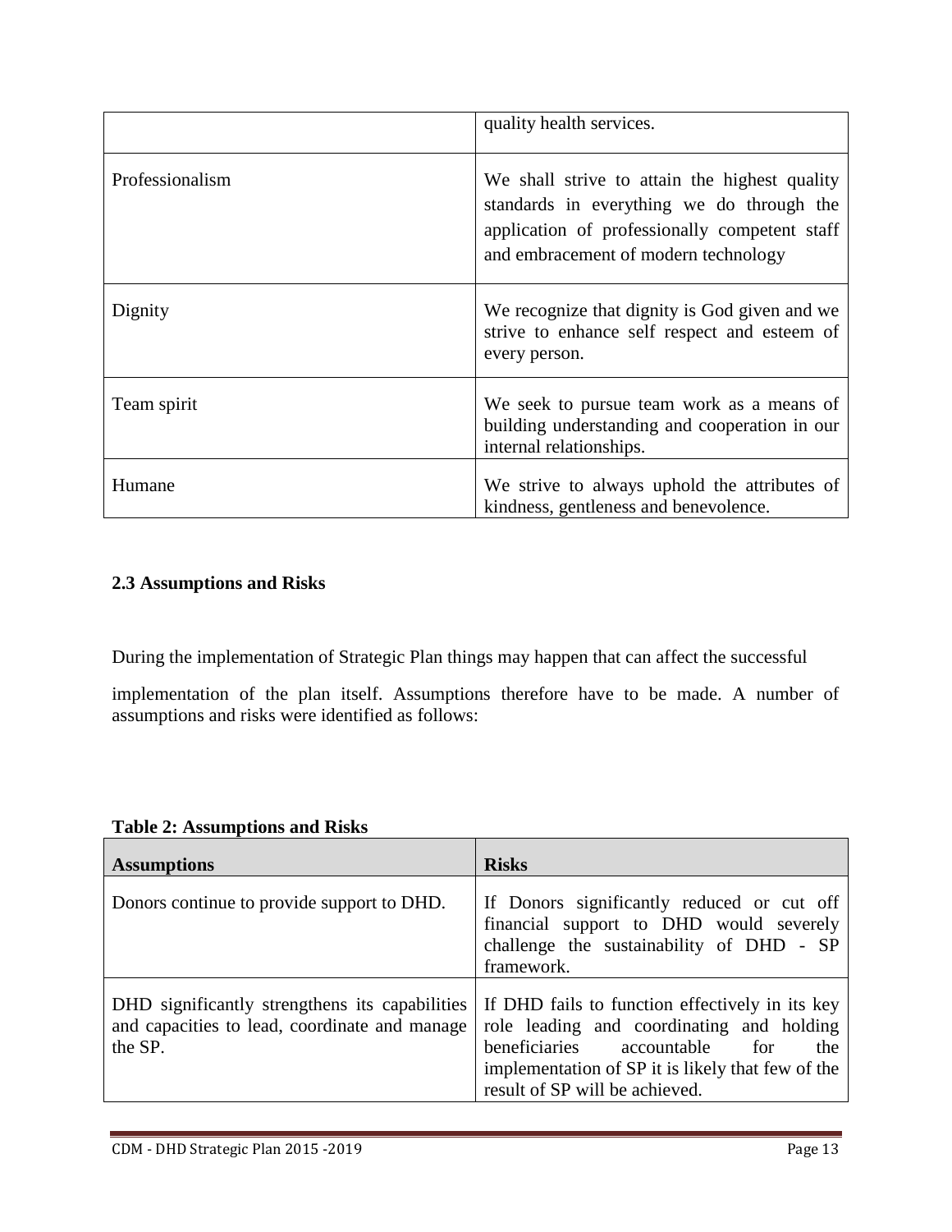| | quality health services. |
|---|---|
| Professionalism | We shall strive to attain the highest quality standards in everything we do through the application of professionally competent staff and embracement of modern technology |
| Dignity | We recognize that dignity is God given and we strive to enhance self respect and esteem of every person. |
| Team spirit | We seek to pursue team work as a means of building understanding and cooperation in our internal relationships. |
| Humane | We strive to always uphold the attributes of kindness, gentleness and benevolence. |

### 2.3 Assumptions and Risks

During the implementation of Strategic Plan things may happen that can affect the successful implementation of the plan itself. Assumptions therefore have to be made. A number of assumptions and risks were identified as follows:

**Table 2: Assumptions and Risks**

| Assumptions | Risks |
|---|---|
| Donors continue to provide support to DHD. | If Donors significantly reduced or cut off financial support to DHD would severely challenge the sustainability of DHD - SP framework. |
| DHD significantly strengthens its capabilities and capacities to lead, coordinate and manage the SP. | If DHD fails to function effectively in its key role leading and coordinating and holding beneficiaries accountable for the implementation of SP it is likely that few of the result of SP will be achieved. |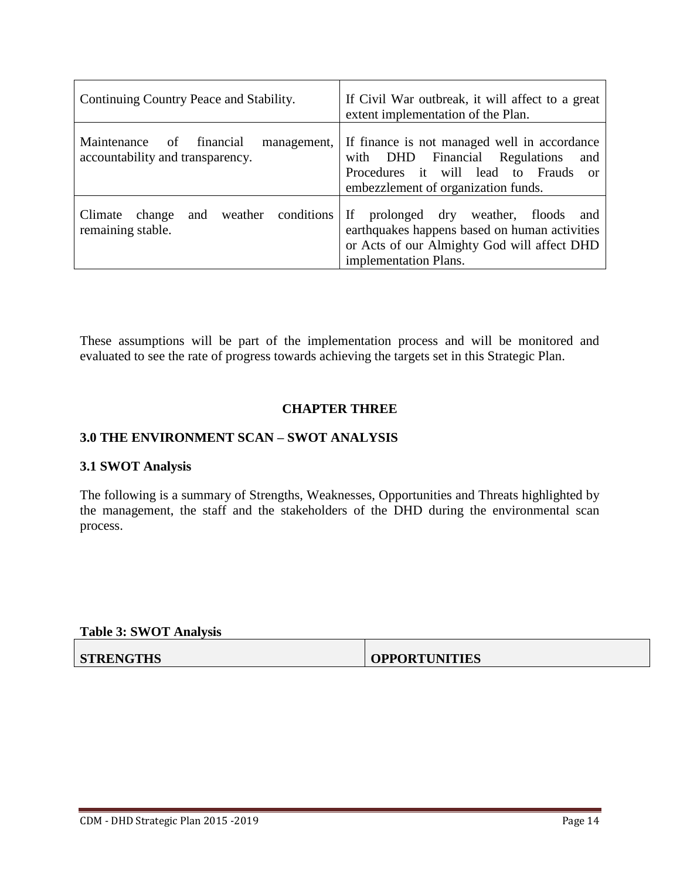| | |
|---|---|
| Continuing Country Peace and Stability. | If Civil War outbreak, it will affect to a great extent implementation of the Plan. |
| Maintenance of financial management, accountability and transparency. | If finance is not managed well in accordance with DHD Financial Regulations and Procedures it will lead to Frauds or embezzlement of organization funds. |
| Climate change and weather conditions remaining stable. | If prolonged dry weather, floods and earthquakes happens based on human activities or Acts of our Almighty God will affect DHD implementation Plans. |

These assumptions will be part of the implementation process and will be monitored and evaluated to see the rate of progress towards achieving the targets set in this Strategic Plan.

# CHAPTER THREE

## 3.0 THE ENVIRONMENT SCAN – SWOT ANALYSIS

### 3.1 SWOT Analysis

The following is a summary of Strengths, Weaknesses, Opportunities and Threats highlighted by the management, the staff and the stakeholders of the DHD during the environmental scan process.

**Table 3: SWOT Analysis**

| STRENGTHS | OPPORTUNITIES |
|---|---|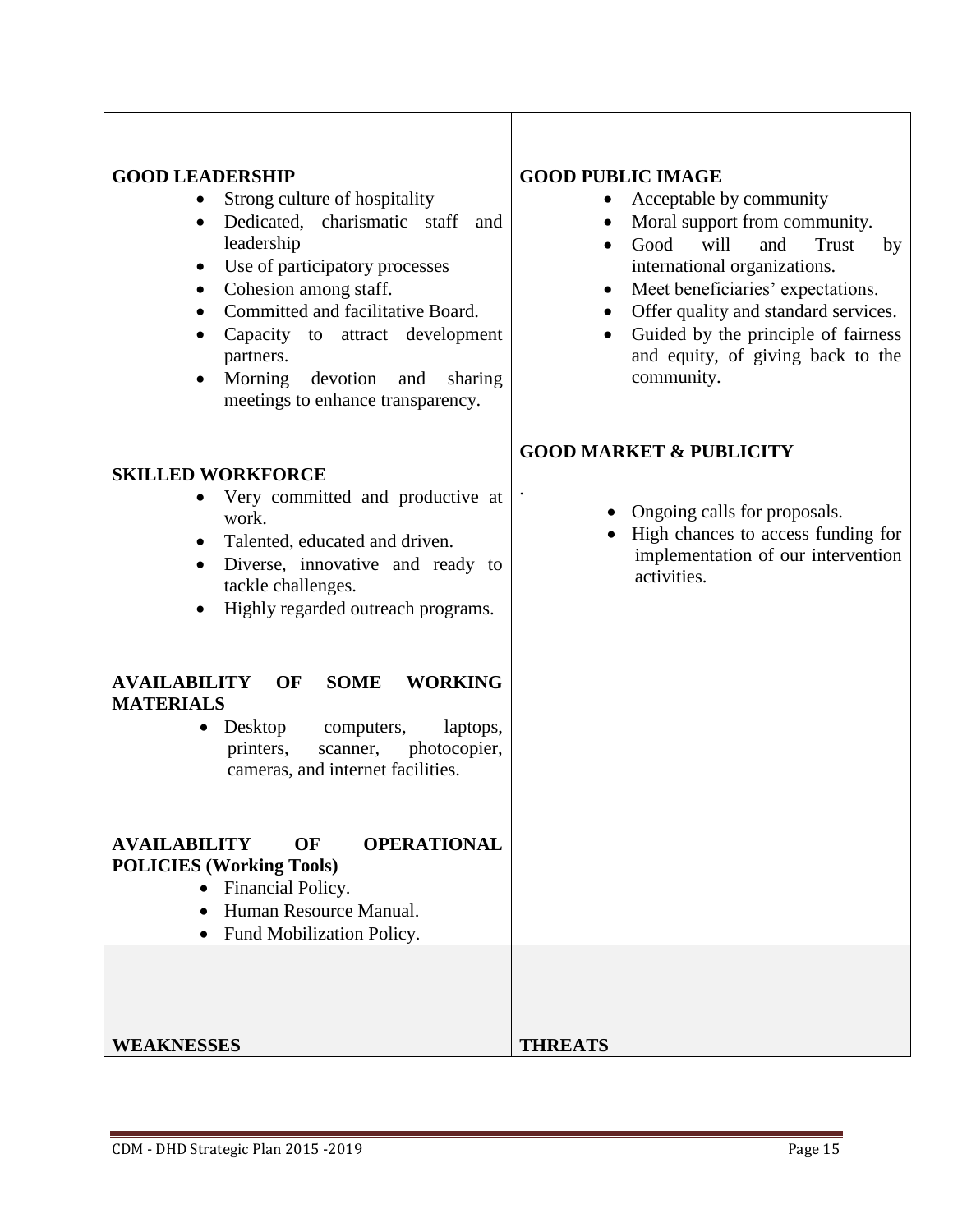| | |
|---|---|
| **GOOD LEADERSHIP**<br>• Strong culture of hospitality<br>• Dedicated, charismatic staff and leadership<br>• Use of participatory processes<br>• Cohesion among staff.<br>• Committed and facilitative Board.<br>• Capacity to attract development partners.<br>• Morning devotion and sharing meetings to enhance transparency.<br><br>**SKILLED WORKFORCE**<br>• Very committed and productive at work.<br>• Talented, educated and driven.<br>• Diverse, innovative and ready to tackle challenges.<br>• Highly regarded outreach programs.<br><br>**AVAILABILITY OF SOME WORKING MATERIALS**<br>• Desktop computers, laptops, printers, scanner, photocopier, cameras, and internet facilities.<br><br>**AVAILABILITY OF OPERATIONAL POLICIES (Working Tools)**<br>• Financial Policy.<br>• Human Resource Manual.<br>• Fund Mobilization Policy. | **GOOD PUBLIC IMAGE**<br>• Acceptable by community<br>• Moral support from community.<br>• Good will and Trust by international organizations.<br>• Meet beneficiaries' expectations.<br>• Offer quality and standard services.<br>• Guided by the principle of fairness and equity, of giving back to the community.<br><br>**GOOD MARKET & PUBLICITY**<br>.<br>• Ongoing calls for proposals.<br>• High chances to access funding for implementation of our intervention activities. |
| **WEAKNESSES** | **THREATS** |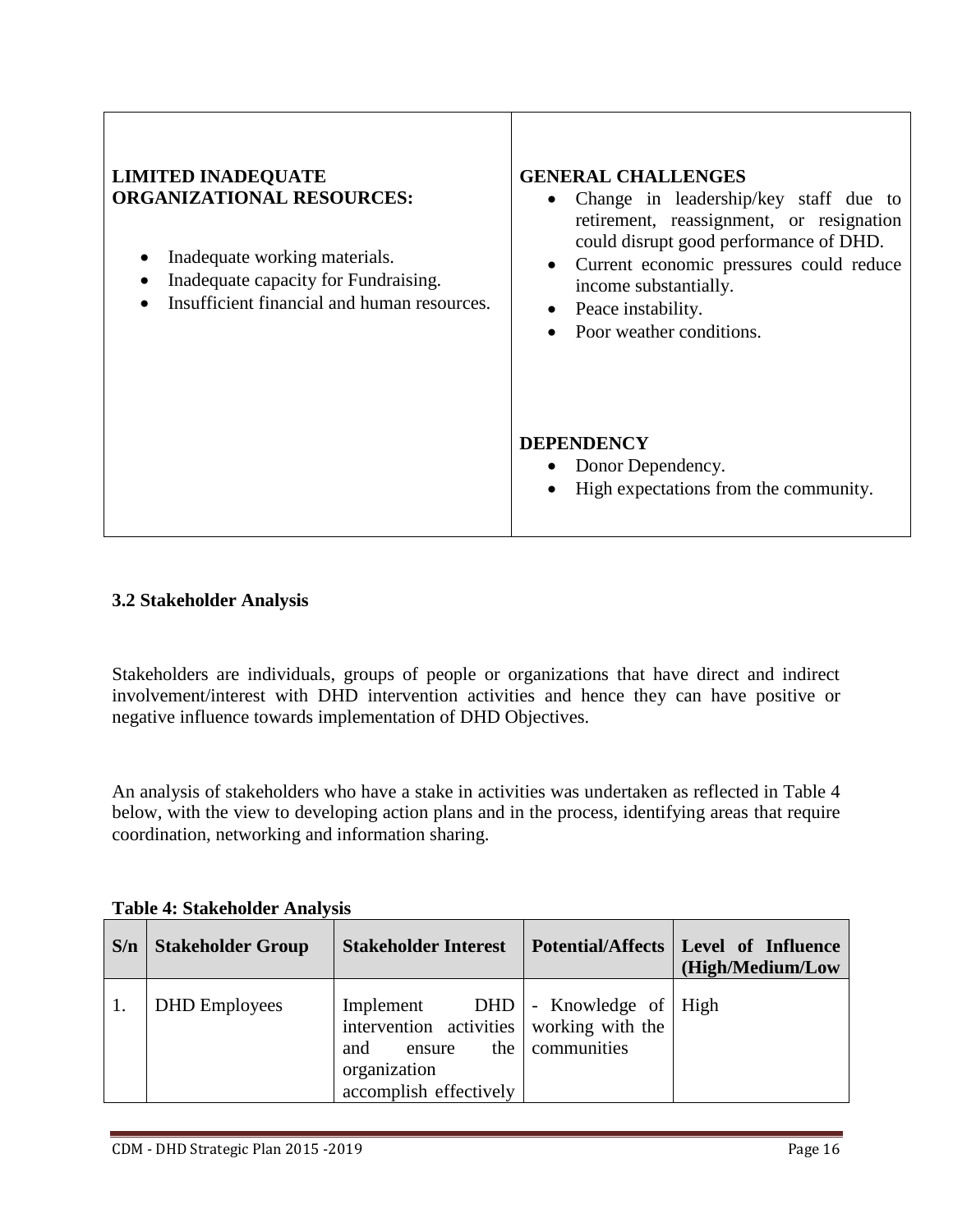| **LIMITED INADEQUATE ORGANIZATIONAL RESOURCES:**<br><br>• Inadequate working materials.<br>• Inadequate capacity for Fundraising.<br>• Insufficient financial and human resources. | **GENERAL CHALLENGES**<br>• Change in leadership/key staff due to retirement, reassignment, or resignation could disrupt good performance of DHD.<br>• Current economic pressures could reduce income substantially.<br>• Peace instability.<br>• Poor weather conditions.<br><br>**DEPENDENCY**<br>• Donor Dependency.<br>• High expectations from the community. |
|---|---|

### 3.2 Stakeholder Analysis

Stakeholders are individuals, groups of people or organizations that have direct and indirect involvement/interest with DHD intervention activities and hence they can have positive or negative influence towards implementation of DHD Objectives.

An analysis of stakeholders who have a stake in activities was undertaken as reflected in Table 4 below, with the view to developing action plans and in the process, identifying areas that require coordination, networking and information sharing.

**Table 4: Stakeholder Analysis**

| S/n | Stakeholder Group | Stakeholder Interest | Potential/Affects | Level of Influence (High/Medium/Low |
|---|---|---|---|---|
| 1. | DHD Employees | Implement DHD intervention activities and ensure the organization accomplish effectively | - Knowledge of working with the communities | High |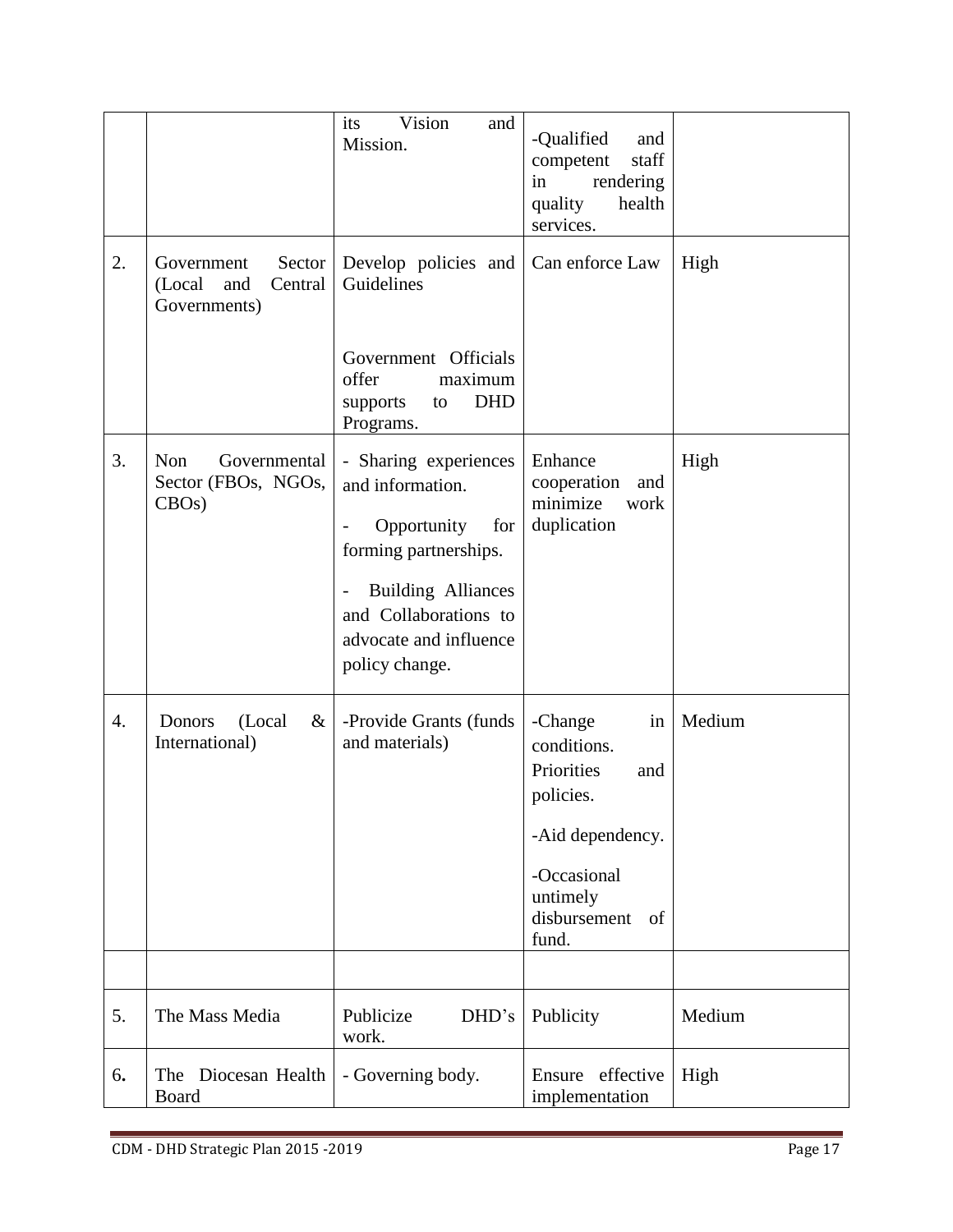| | | | | |
|---|---|---|---|---|
| | | its Vision and Mission. | -Qualified and competent staff in rendering quality health services. | |
| 2. | Government Sector (Local and Central Governments) | Develop policies and Guidelines<br><br>Government Officials offer maximum supports to DHD Programs. | Can enforce Law | High |
| 3. | Non Governmental Sector (FBOs, NGOs, CBOs) | - Sharing experiences and information.<br>- Opportunity for forming partnerships.<br>- Building Alliances and Collaborations to advocate and influence policy change. | Enhance cooperation and minimize work duplication | High |
| 4. | Donors (Local & International) | -Provide Grants (funds and materials) | -Change in conditions. Priorities and policies.<br>-Aid dependency.<br>-Occasional untimely disbursement of fund. | Medium |
| | | | | |
| 5. | The Mass Media | Publicize DHD's work. | Publicity | Medium |
| 6. | The Diocesan Health Board | - Governing body. | Ensure effective implementation | High |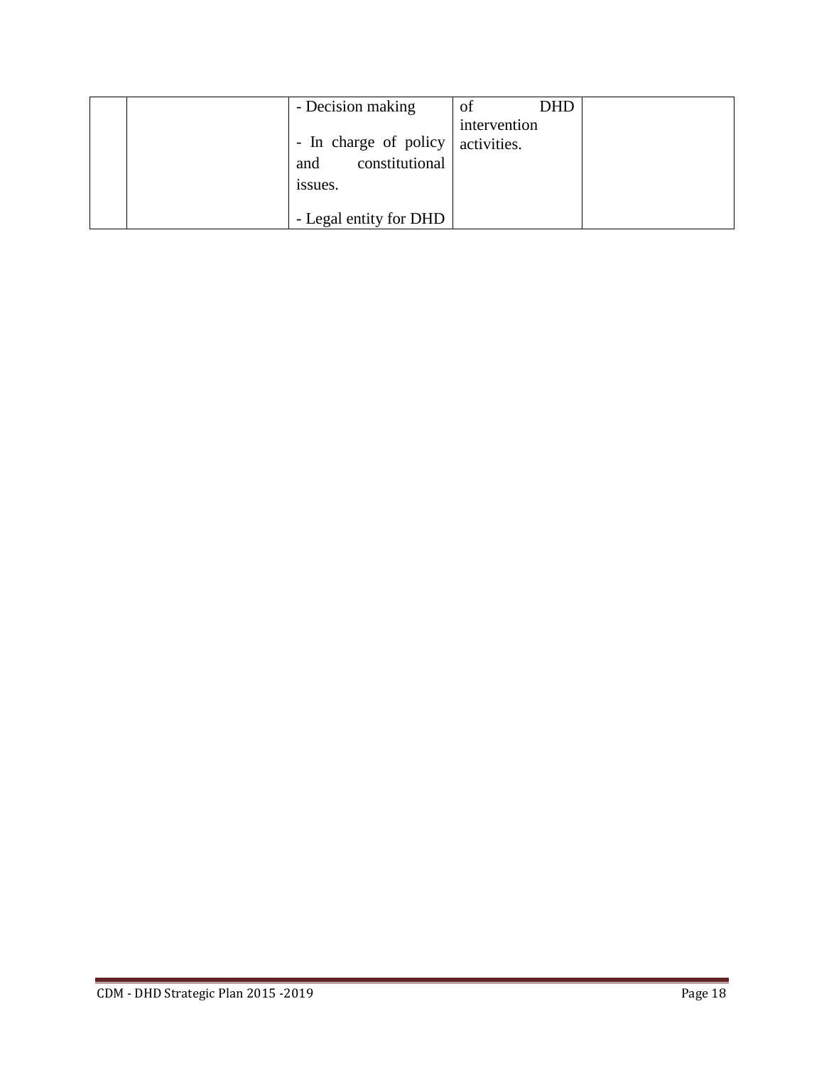|  |  | - Decision making<br><br>- In charge of policy and constitutional issues.<br><br>- Legal entity for DHD | of DHD intervention activities. |  |
|---|---|---|---|---|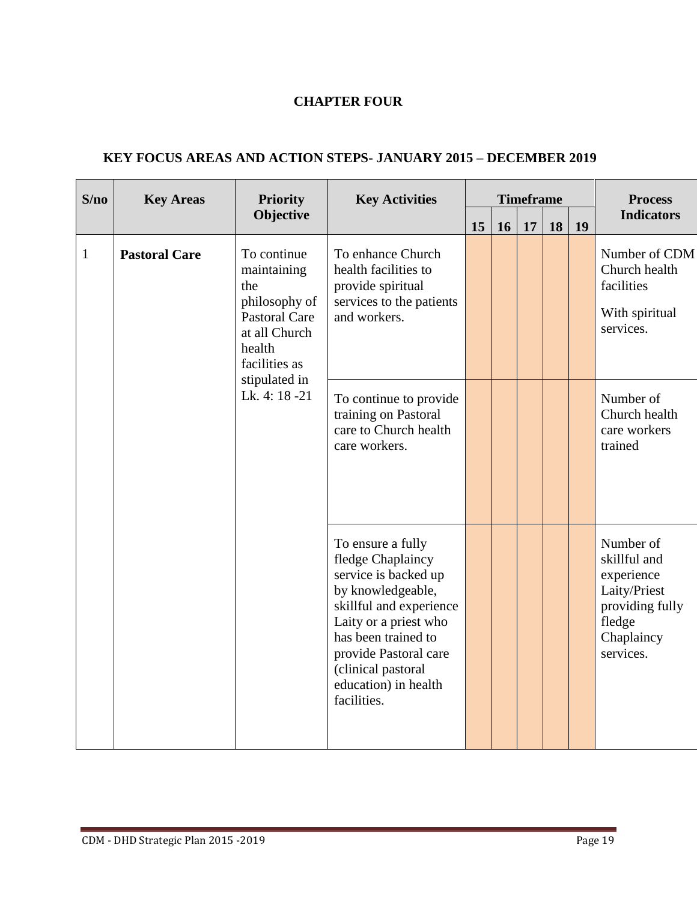**CHAPTER FOUR**

**KEY FOCUS AREAS AND ACTION STEPS- JANUARY 2015 – DECEMBER 2019**

| S/no | Key Areas | Priority Objective | Key Activities | Timeframe | | | | | Process Indicators |
|---|---|---|---|---|---|---|---|---|---|
| | | | | 15 | 16 | 17 | 18 | 19 | |
| 1 | **Pastoral Care** | To continue maintaining the philosophy of Pastoral Care at all Church health facilities as stipulated in Lk. 4: 18 -21 | To enhance Church health facilities to provide spiritual services to the patients and workers. | | | | | | Number of CDM Church health facilities With spiritual services. |
| | | | To continue to provide training on Pastoral care to Church health care workers. | | | | | | Number of Church health care workers trained |
| | | | To ensure a fully fledge Chaplaincy service is backed up by knowledgeable, skillful and experience Laity or a priest who has been trained to provide Pastoral care (clinical pastoral education) in health facilities. | | | | | | Number of skillful and experience Laity/Priest providing fully fledge Chaplaincy services. |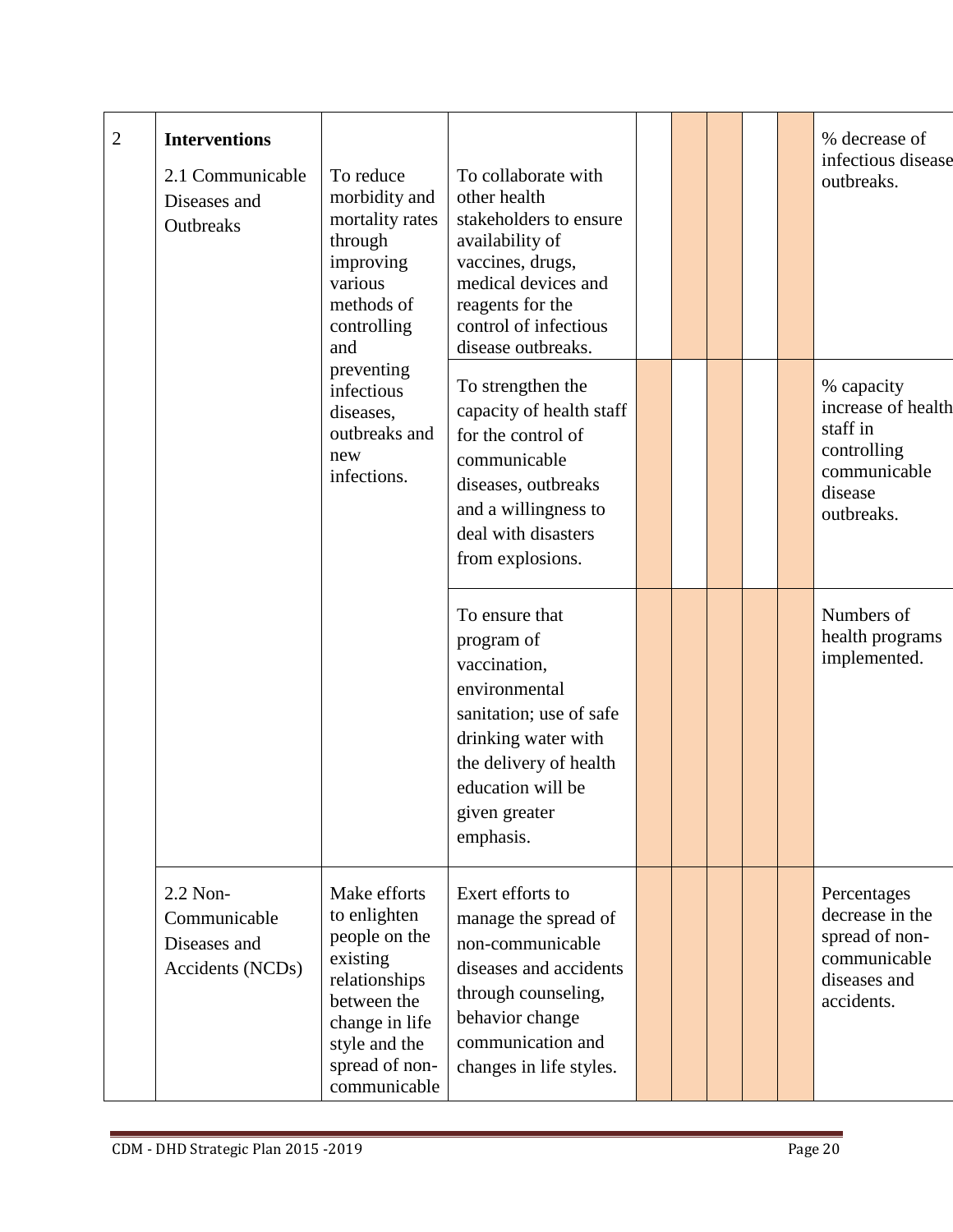| 2 | **Interventions** 2.1 Communicable Diseases and Outbreaks | To reduce morbidity and mortality rates through improving various methods of controlling and preventing infectious diseases, outbreaks and new infections. | To collaborate with other health stakeholders to ensure availability of vaccines, drugs, medical devices and reagents for the control of infectious disease outbreaks. | | | | | | % decrease of infectious disease outbreaks. |
|---|---|---|---|---|---|---|---|---|---|
| | | | To strengthen the capacity of health staff for the control of communicable diseases, outbreaks and a willingness to deal with disasters from explosions. | | | | | | % capacity increase of health staff in controlling communicable disease outbreaks. |
| | | | To ensure that program of vaccination, environmental sanitation; use of safe drinking water with the delivery of health education will be given greater emphasis. | | | | | | Numbers of health programs implemented. |
| | 2.2 Non-Communicable Diseases and Accidents (NCDs) | Make efforts to enlighten people on the existing relationships between the change in life style and the spread of non-communicable | Exert efforts to manage the spread of non-communicable diseases and accidents through counseling, behavior change communication and changes in life styles. | | | | | | Percentages decrease in the spread of non-communicable diseases and accidents. |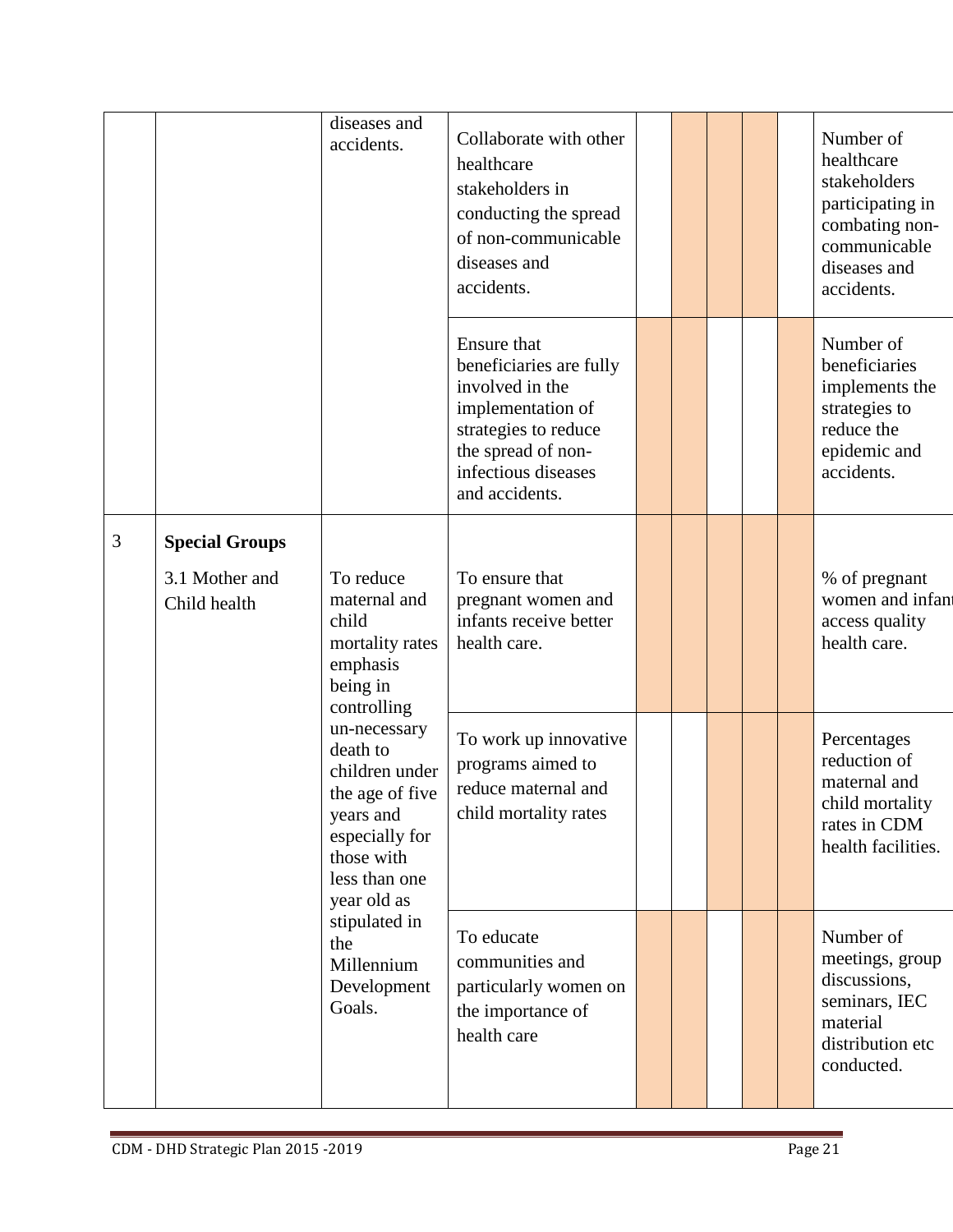| | | | | | | | | | |
|---|---|---|---|---|---|---|---|---|---|
| | | diseases and accidents. | Collaborate with other healthcare stakeholders in conducting the spread of non-communicable diseases and accidents. | | | | | | Number of healthcare stakeholders participating in combating non-communicable diseases and accidents. |
| | | | Ensure that beneficiaries are fully involved in the implementation of strategies to reduce the spread of non-infectious diseases and accidents. | | | | | | Number of beneficiaries implements the strategies to reduce the epidemic and accidents. |
| 3 | **Special Groups**<br><br>3.1 Mother and Child health | To reduce maternal and child mortality rates emphasis being in controlling un-necessary death to children under the age of five years and especially for those with less than one year old as stipulated in the Millennium Development Goals. | To ensure that pregnant women and infants receive better health care. | | | | | | % of pregnant women and infant access quality health care. |
| | | | To work up innovative programs aimed to reduce maternal and child mortality rates | | | | | | Percentages reduction of maternal and child mortality rates in CDM health facilities. |
| | | | To educate communities and particularly women on the importance of health care | | | | | | Number of meetings, group discussions, seminars, IEC material distribution etc conducted. |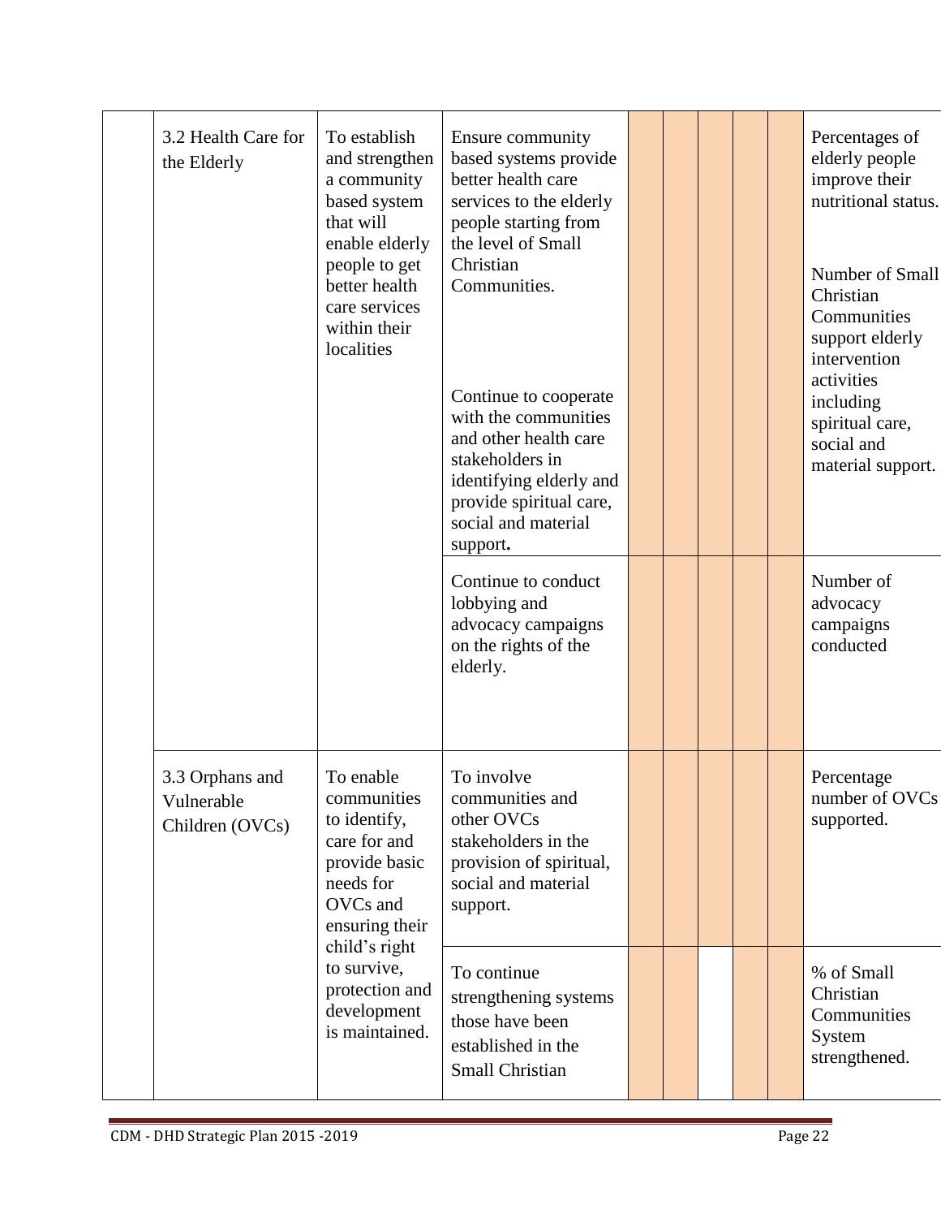| | | | | | | | | | |
|---|---|---|---|---|---|---|---|---|---|
| | 3.2 Health Care for the Elderly | To establish and strengthen a community based system that will enable elderly people to get better health care services within their localities | Ensure community based systems provide better health care services to the elderly people starting from the level of Small Christian Communities.<br><br>Continue to cooperate with the communities and other health care stakeholders in identifying elderly and provide spiritual care, social and material support. | | | | | | Percentages of elderly people improve their nutritional status.<br><br>Number of Small Christian Communities support elderly intervention activities including spiritual care, social and material support. |
| | | | Continue to conduct lobbying and advocacy campaigns on the rights of the elderly. | | | | | | Number of advocacy campaigns conducted |
| | 3.3 Orphans and Vulnerable Children (OVCs) | To enable communities to identify, care for and provide basic needs for OVCs and ensuring their child's right to survive, protection and development is maintained. | To involve communities and other OVCs stakeholders in the provision of spiritual, social and material support. | | | | | | Percentage number of OVCs supported. |
| | | | To continue strengthening systems those have been established in the Small Christian | | | | | | % of Small Christian Communities System strengthened. |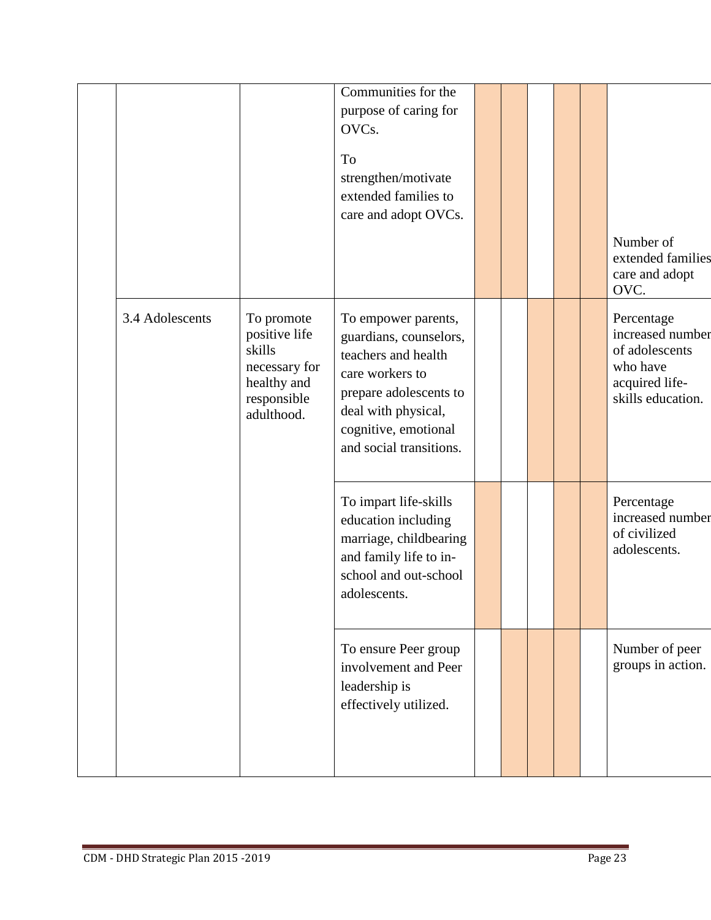|  |  |  | Communities for the purpose of caring for OVCs. To strengthen/motivate extended families to care and adopt OVCs. |  |  |  |  |  | Number of extended families care and adopt OVC. |
|---|---|---|---|---|---|---|---|---|---|
|  | 3.4 Adolescents | To promote positive life skills necessary for healthy and responsible adulthood. | To empower parents, guardians, counselors, teachers and health care workers to prepare adolescents to deal with physical, cognitive, emotional and social transitions. |  |  |  |  |  | Percentage increased number of adolescents who have acquired life-skills education. |
|  |  |  | To impart life-skills education including marriage, childbearing and family life to in-school and out-school adolescents. |  |  |  |  |  | Percentage increased number of civilized adolescents. |
|  |  |  | To ensure Peer group involvement and Peer leadership is effectively utilized. |  |  |  |  |  | Number of peer groups in action. |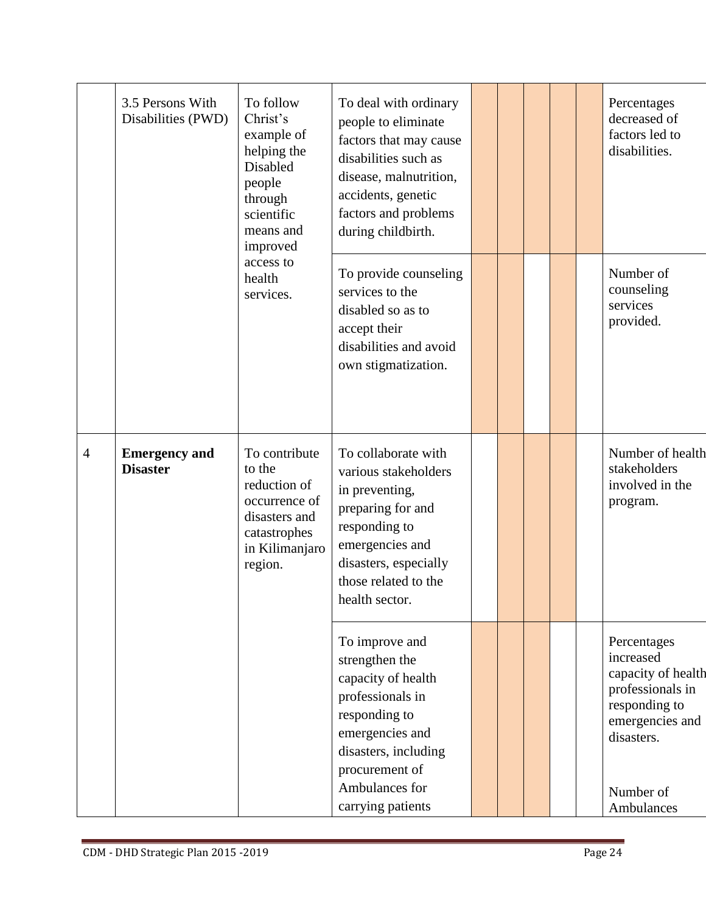|  |  |  |  |  |  |  |  |  |  |
|---|---|---|---|---|---|---|---|---|---|
|  | 3.5 Persons With Disabilities (PWD) | To follow Christ's example of helping the Disabled people through scientific means and improved access to health services. | To deal with ordinary people to eliminate factors that may cause disabilities such as disease, malnutrition, accidents, genetic factors and problems during childbirth. |  |  |  |  |  | Percentages decreased of factors led to disabilities. |
|  |  |  | To provide counseling services to the disabled so as to accept their disabilities and avoid own stigmatization. |  |  |  |  |  | Number of counseling services provided. |
| 4 | **Emergency and Disaster** | To contribute to the reduction of occurrence of disasters and catastrophes in Kilimanjaro region. | To collaborate with various stakeholders in preventing, preparing for and responding to emergencies and disasters, especially those related to the health sector. |  |  |  |  |  | Number of health stakeholders involved in the program. |
|  |  |  | To improve and strengthen the capacity of health professionals in responding to emergencies and disasters, including procurement of Ambulances for carrying patients |  |  |  |  |  | Percentages increased capacity of health professionals in responding to emergencies and disasters.<br><br>Number of Ambulances |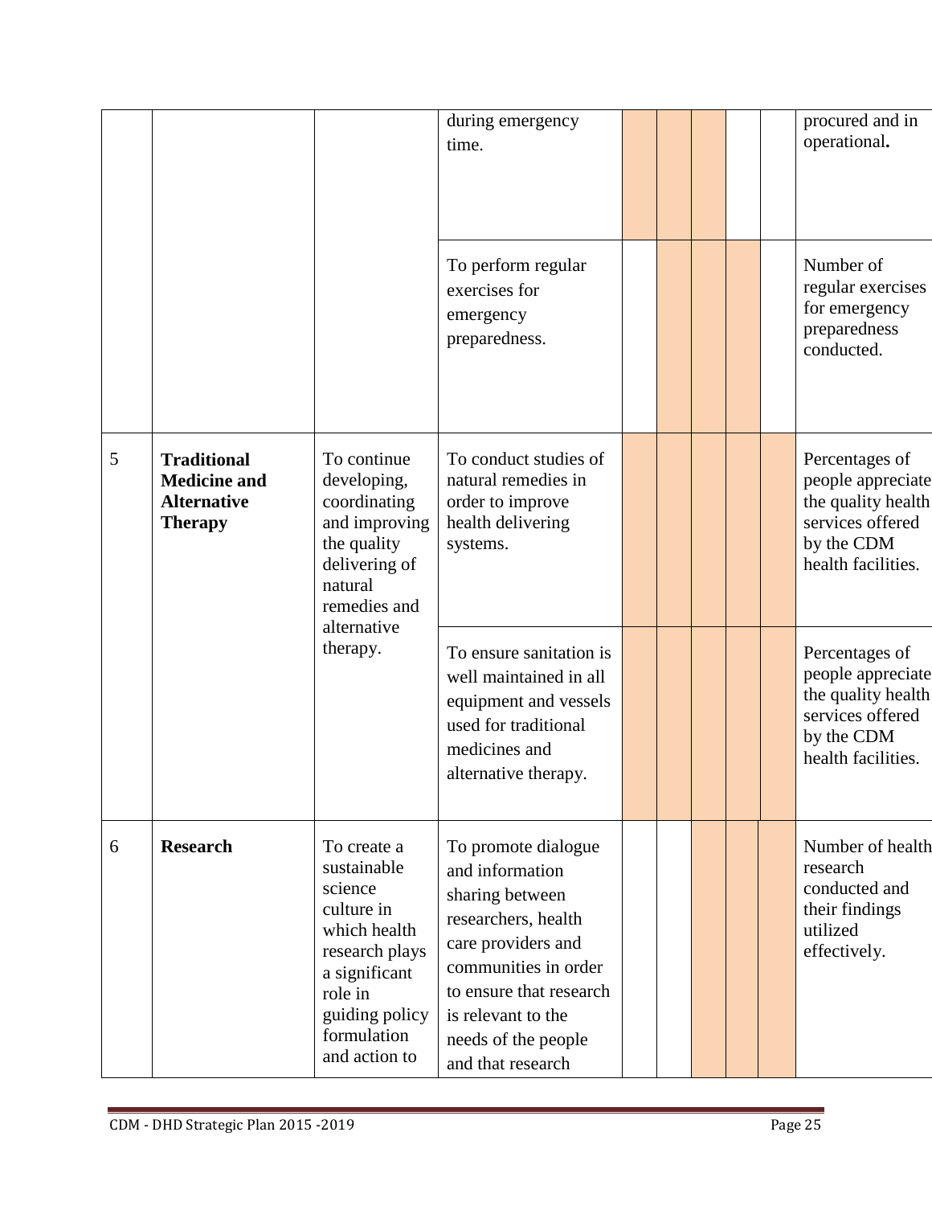| | | | during emergency time. | | | | | | procured and in operational. |
|---|---|---|---|---|---|---|---|---|---|
| | | | To perform regular exercises for emergency preparedness. | | | | | | Number of regular exercises for emergency preparedness conducted. |
| 5 | **Traditional Medicine and Alternative Therapy** | To continue developing, coordinating and improving the quality delivering of natural remedies and alternative therapy. | To conduct studies of natural remedies in order to improve health delivering systems. | | | | | | Percentages of people appreciate the quality health services offered by the CDM health facilities. |
| | | | To ensure sanitation is well maintained in all equipment and vessels used for traditional medicines and alternative therapy. | | | | | | Percentages of people appreciate the quality health services offered by the CDM health facilities. |
| 6 | **Research** | To create a sustainable science culture in which health research plays a significant role in guiding policy formulation and action to | To promote dialogue and information sharing between researchers, health care providers and communities in order to ensure that research is relevant to the needs of the people and that research | | | | | | Number of health research conducted and their findings utilized effectively. |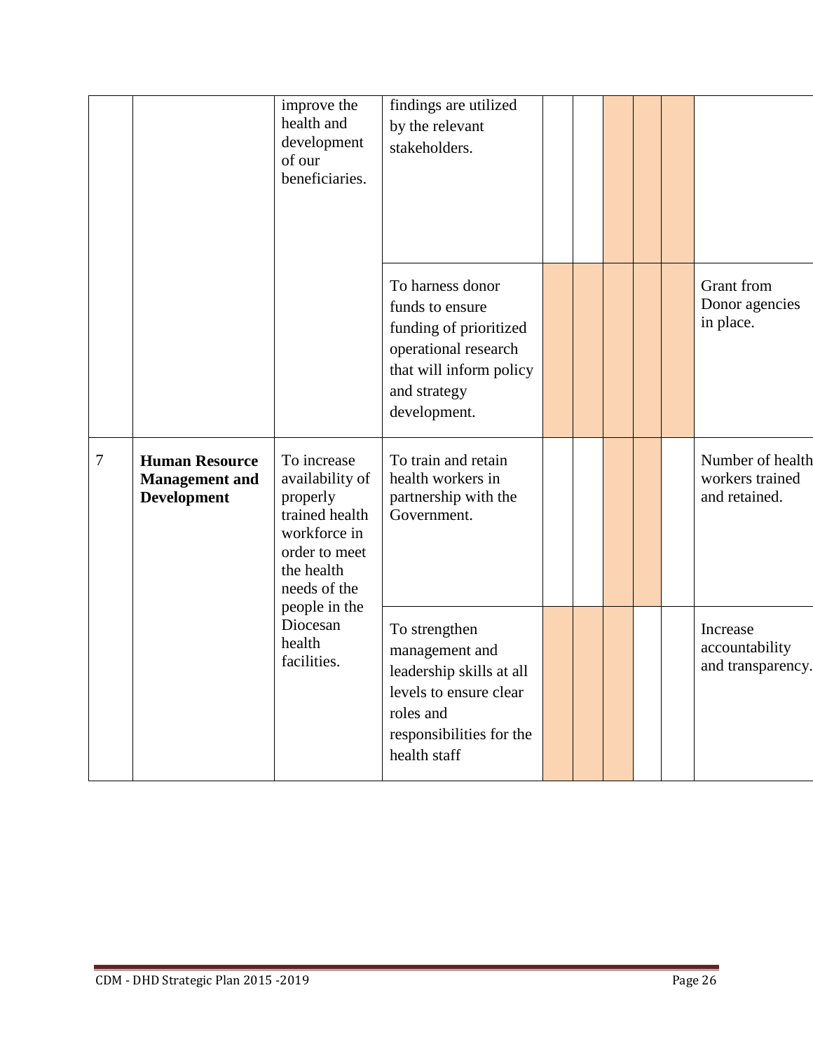| | | | | | | | | | |
|---|---|---|---|---|---|---|---|---|---|
| | | improve the health and development of our beneficiaries. | findings are utilized by the relevant stakeholders. | | | | | | |
| | | | To harness donor funds to ensure funding of prioritized operational research that will inform policy and strategy development. | | | | | | Grant from Donor agencies in place. |
| 7 | **Human Resource Management and Development** | To increase availability of properly trained health workforce in order to meet the health needs of the people in the Diocesan health facilities. | To train and retain health workers in partnership with the Government. | | | | | | Number of health workers trained and retained. |
| | | | To strengthen management and leadership skills at all levels to ensure clear roles and responsibilities for the health staff | | | | | | Increase accountability and transparency. |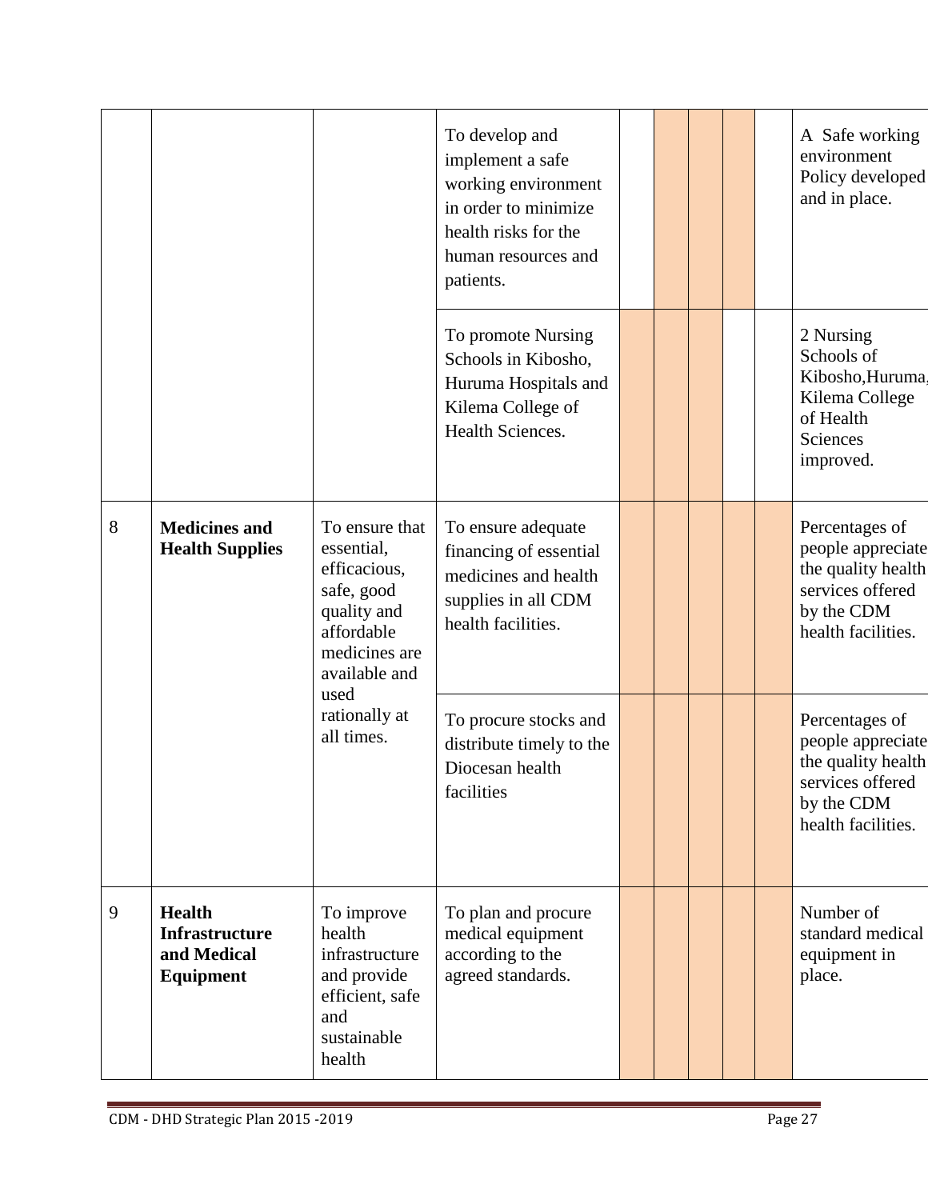|  |  |  |  |  |  |  |  |  |  |
|---|---|---|---|---|---|---|---|---|---|
|  |  |  | To develop and implement a safe working environment in order to minimize health risks for the human resources and patients. |  |  |  |  |  | A Safe working environment Policy developed and in place. |
|  |  |  | To promote Nursing Schools in Kibosho, Huruma Hospitals and Kilema College of Health Sciences. |  |  |  |  |  | 2 Nursing Schools of Kibosho,Huruma, Kilema College of Health Sciences improved. |
| 8 | **Medicines and Health Supplies** | To ensure that essential, efficacious, safe, good quality and affordable medicines are available and used rationally at all times. | To ensure adequate financing of essential medicines and health supplies in all CDM health facilities. |  |  |  |  |  | Percentages of people appreciate the quality health services offered by the CDM health facilities. |
|  |  |  | To procure stocks and distribute timely to the Diocesan health facilities |  |  |  |  |  | Percentages of people appreciate the quality health services offered by the CDM health facilities. |
| 9 | **Health Infrastructure and Medical Equipment** | To improve health infrastructure and provide efficient, safe and sustainable health | To plan and procure medical equipment according to the agreed standards. |  |  |  |  |  | Number of standard medical equipment in place. |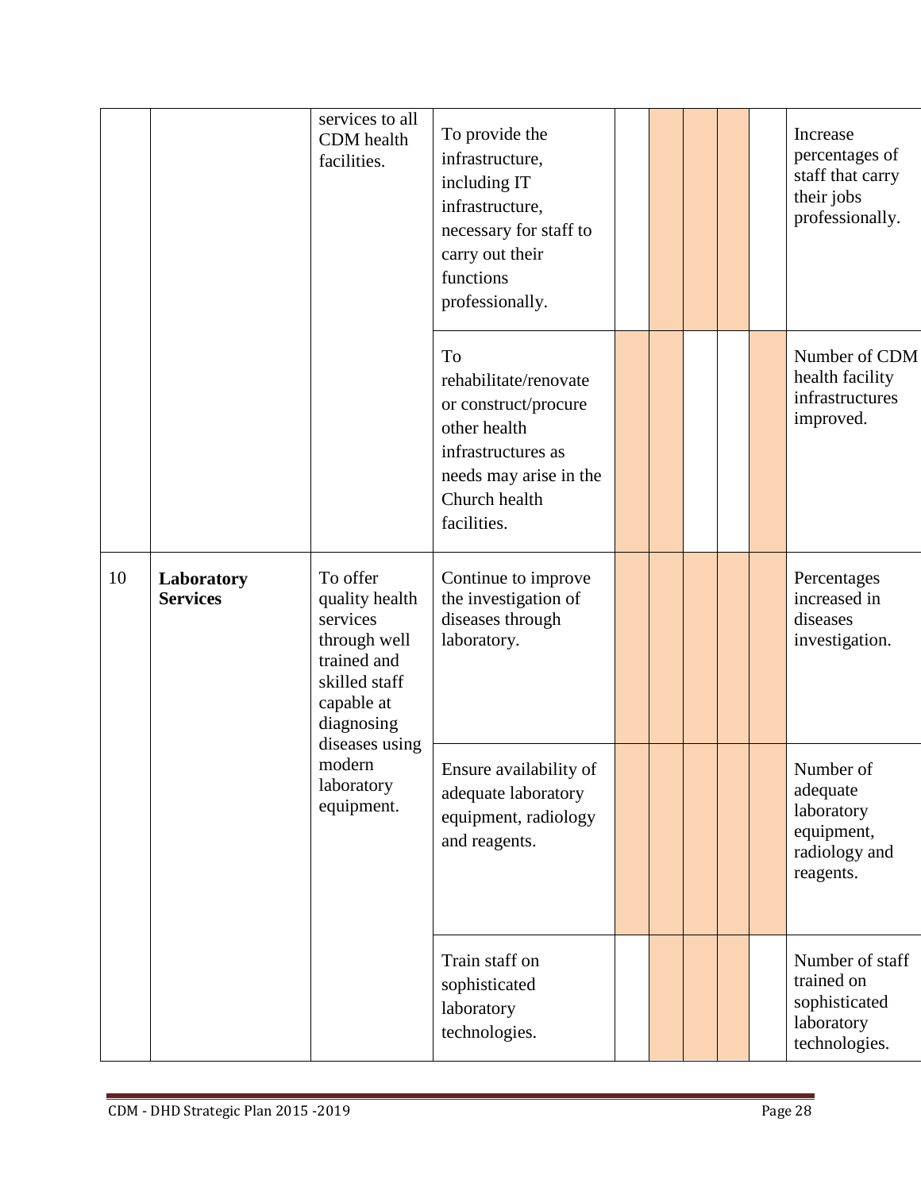|  |  | services to all CDM health facilities. | To provide the infrastructure, including IT infrastructure, necessary for staff to carry out their functions professionally. |  |  |  |  |  | Increase percentages of staff that carry their jobs professionally. |
|---|---|---|---|---|---|---|---|---|---|
|  |  |  | To rehabilitate/renovate or construct/procure other health infrastructures as needs may arise in the Church health facilities. |  |  |  |  |  | Number of CDM health facility infrastructures improved. |
| 10 | **Laboratory Services** | To offer quality health services through well trained and skilled staff capable at diagnosing diseases using modern laboratory equipment. | Continue to improve the investigation of diseases through laboratory. |  |  |  |  |  | Percentages increased in diseases investigation. |
|  |  |  | Ensure availability of adequate laboratory equipment, radiology and reagents. |  |  |  |  |  | Number of adequate laboratory equipment, radiology and reagents. |
|  |  |  | Train staff on sophisticated laboratory technologies. |  |  |  |  |  | Number of staff trained on sophisticated laboratory technologies. |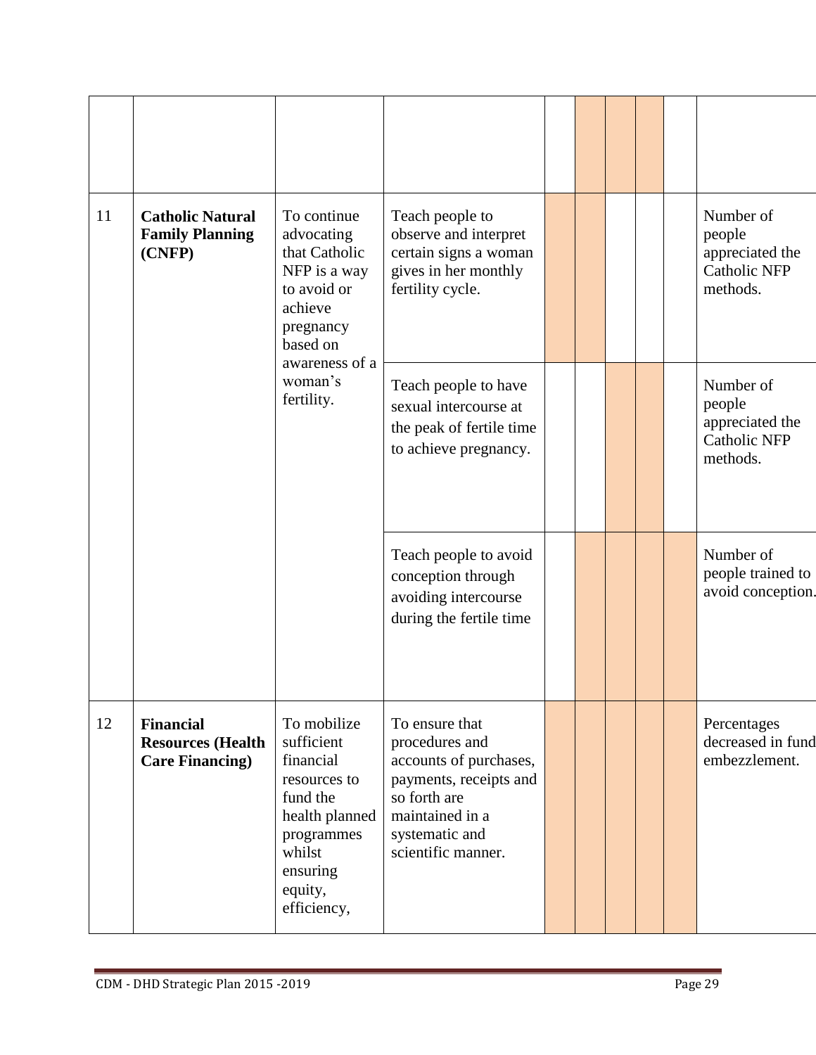|  |  |  |  |  |  |  |  |  |  |
|---|---|---|---|---|---|---|---|---|---|
|  |  |  |  |  |  |  |  |  |  |
| 11 | **Catholic Natural Family Planning (CNFP)** | To continue advocating that Catholic NFP is a way to avoid or achieve pregnancy based on awareness of a woman's fertility. | Teach people to observe and interpret certain signs a woman gives in her monthly fertility cycle. |  |  |  |  |  | Number of people appreciated the Catholic NFP methods. |
|  |  |  | Teach people to have sexual intercourse at the peak of fertile time to achieve pregnancy. |  |  |  |  |  | Number of people appreciated the Catholic NFP methods. |
|  |  |  | Teach people to avoid conception through avoiding intercourse during the fertile time |  |  |  |  |  | Number of people trained to avoid conception. |
| 12 | **Financial Resources (Health Care Financing)** | To mobilize sufficient financial resources to fund the health planned programmes whilst ensuring equity, efficiency, | To ensure that procedures and accounts of purchases, payments, receipts and so forth are maintained in a systematic and scientific manner. |  |  |  |  |  | Percentages decreased in fund embezzlement. |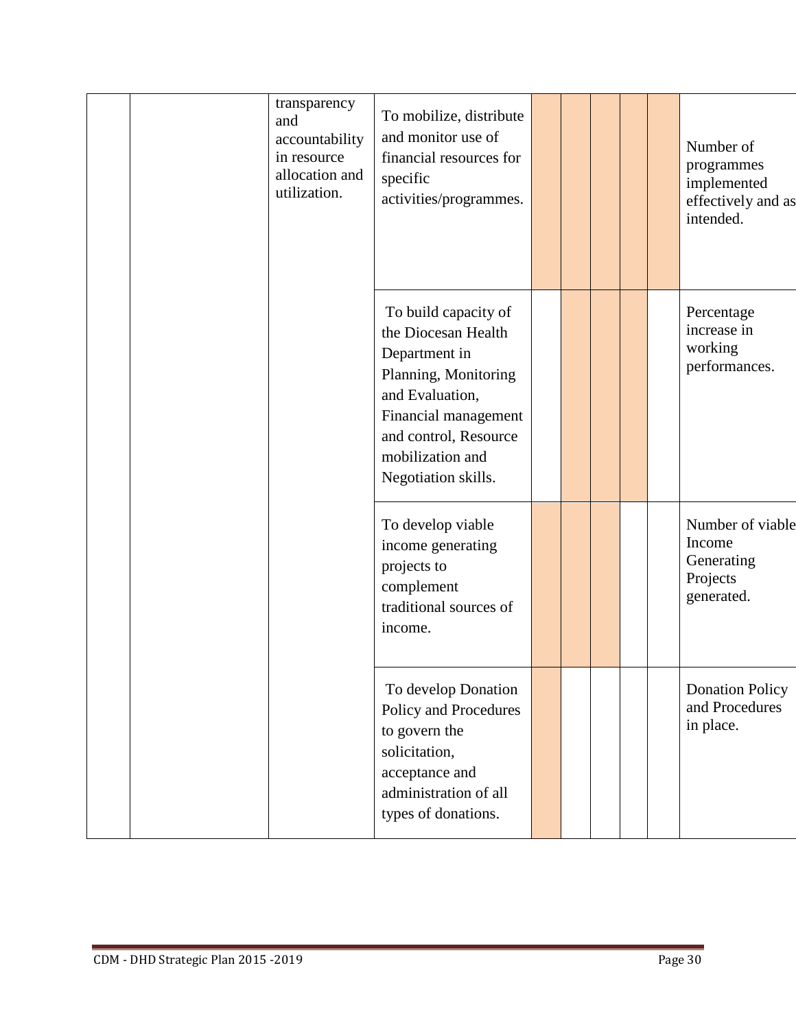| | | | | | | | | | |
|---|---|---|---|---|---|---|---|---|---|
| | | transparency and accountability in resource allocation and utilization. | To mobilize, distribute and monitor use of financial resources for specific activities/programmes. | | | | | | Number of programmes implemented effectively and as intended. |
| | | | To build capacity of the Diocesan Health Department in Planning, Monitoring and Evaluation, Financial management and control, Resource mobilization and Negotiation skills. | | | | | | Percentage increase in working performances. |
| | | | To develop viable income generating projects to complement traditional sources of income. | | | | | | Number of viable Income Generating Projects generated. |
| | | | To develop Donation Policy and Procedures to govern the solicitation, acceptance and administration of all types of donations. | | | | | | Donation Policy and Procedures in place. |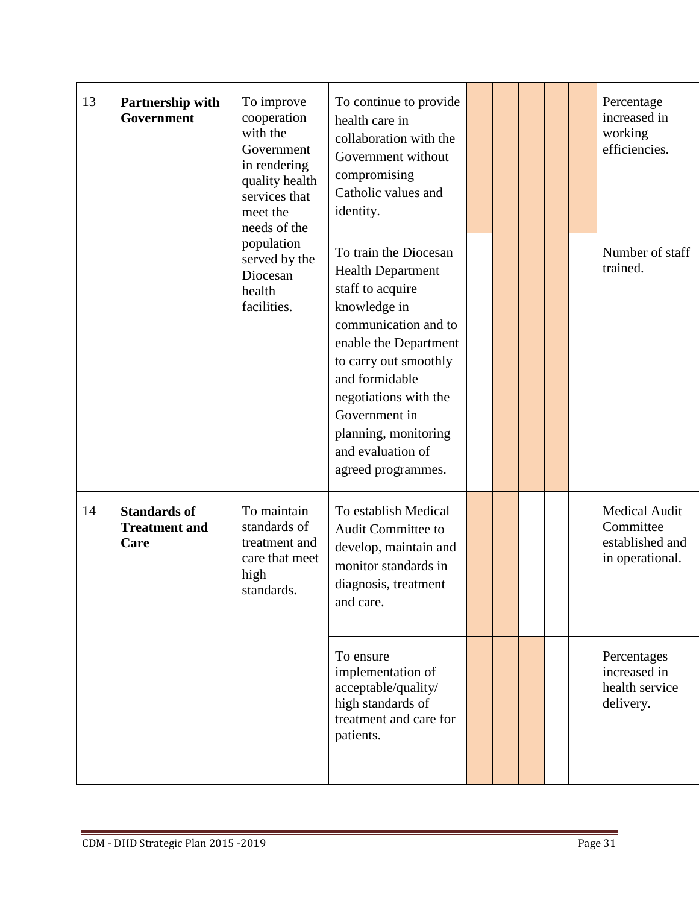| | | | | | | | | | |
|---|---|---|---|---|---|---|---|---|---|
| 13 | **Partnership with Government** | To improve cooperation with the Government in rendering quality health services that meet the needs of the population served by the Diocesan health facilities. | To continue to provide health care in collaboration with the Government without compromising Catholic values and identity. | | | | | | Percentage increased in working efficiencies. |
| | | | To train the Diocesan Health Department staff to acquire knowledge in communication and to enable the Department to carry out smoothly and formidable negotiations with the Government in planning, monitoring and evaluation of agreed programmes. | | | | | | Number of staff trained. |
| 14 | **Standards of Treatment and Care** | To maintain standards of treatment and care that meet high standards. | To establish Medical Audit Committee to develop, maintain and monitor standards in diagnosis, treatment and care. | | | | | | Medical Audit Committee established and in operational. |
| | | | To ensure implementation of acceptable/quality/ high standards of treatment and care for patients. | | | | | | Percentages increased in health service delivery. |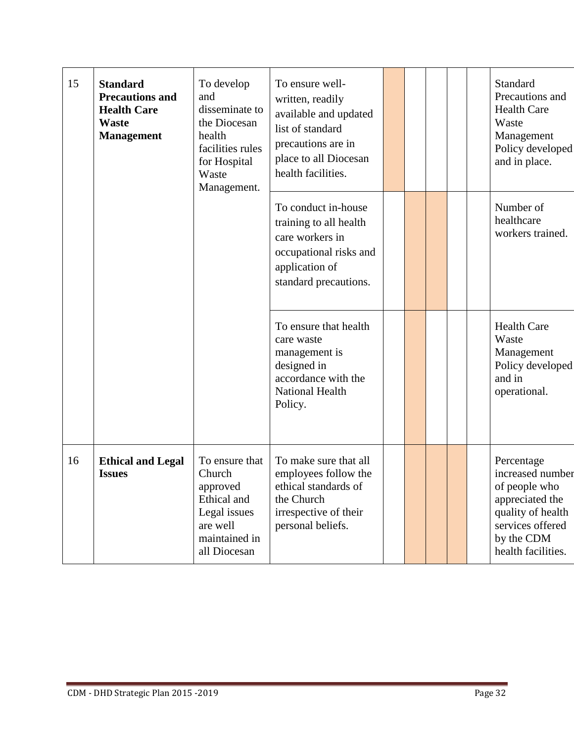| | | | | | | | | | |
|---|---|---|---|---|---|---|---|---|---|
| 15 | **Standard Precautions and Health Care Waste Management** | To develop and disseminate to the Diocesan health facilities rules for Hospital Waste Management. | To ensure well-written, readily available and updated list of standard precautions are in place to all Diocesan health facilities. | | | | | | Standard Precautions and Health Care Waste Management Policy developed and in place. |
| | | | To conduct in-house training to all health care workers in occupational risks and application of standard precautions. | | | | | | Number of healthcare workers trained. |
| | | | To ensure that health care waste management is designed in accordance with the National Health Policy. | | | | | | Health Care Waste Management Policy developed and in operational. |
| 16 | **Ethical and Legal Issues** | To ensure that Church approved Ethical and Legal issues are well maintained in all Diocesan | To make sure that all employees follow the ethical standards of the Church irrespective of their personal beliefs. | | | | | | Percentage increased number of people who appreciated the quality of health services offered by the CDM health facilities. |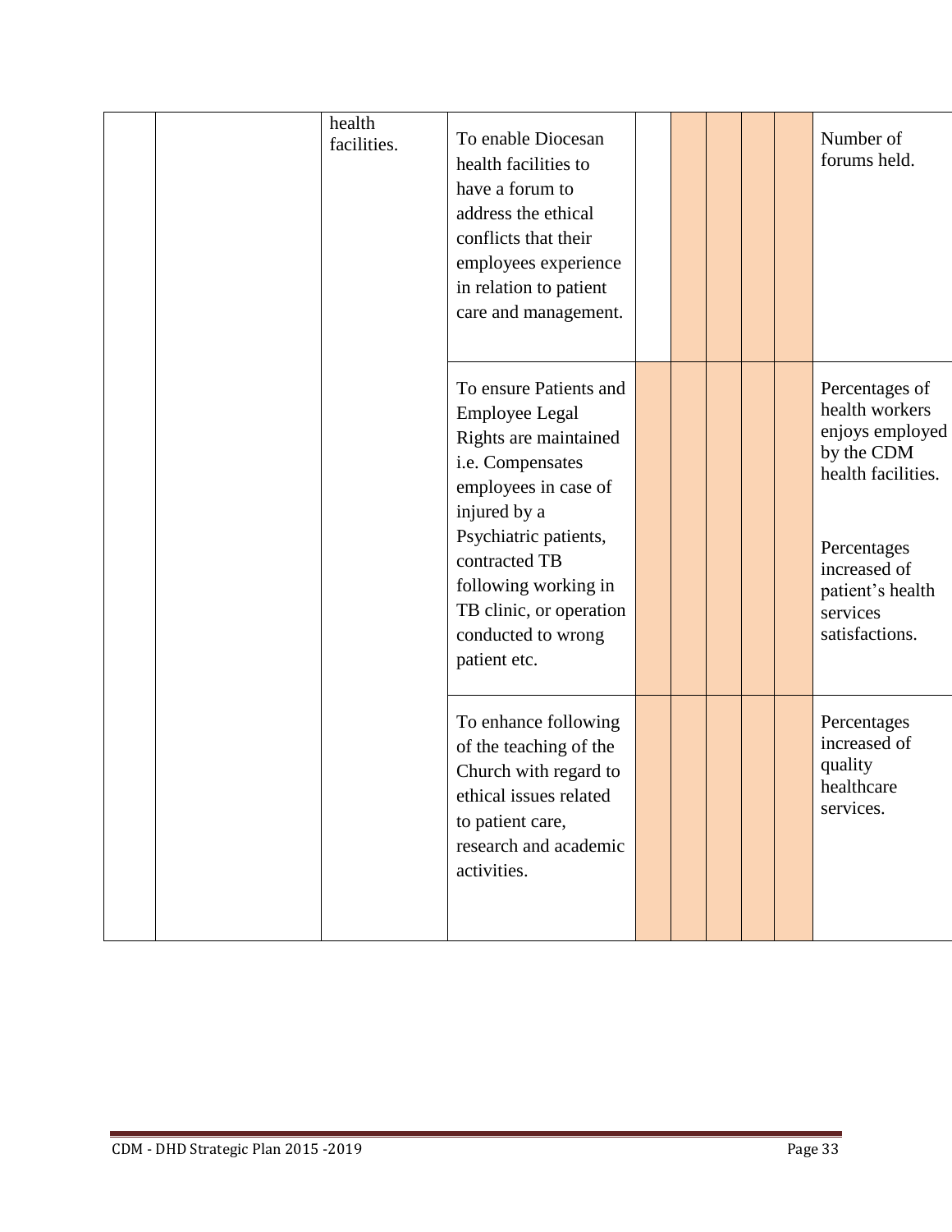| | | | | | | | | | |
|---|---|---|---|---|---|---|---|---|---|
| | | health facilities. | To enable Diocesan health facilities to have a forum to address the ethical conflicts that their employees experience in relation to patient care and management. | | | | | | Number of forums held. |
| | | | To ensure Patients and Employee Legal Rights are maintained i.e. Compensates employees in case of injured by a Psychiatric patients, contracted TB following working in TB clinic, or operation conducted to wrong patient etc. | | | | | | Percentages of health workers enjoys employed by the CDM health facilities.<br><br>Percentages increased of patient's health services satisfactions. |
| | | | To enhance following of the teaching of the Church with regard to ethical issues related to patient care, research and academic activities. | | | | | | Percentages increased of quality healthcare services. |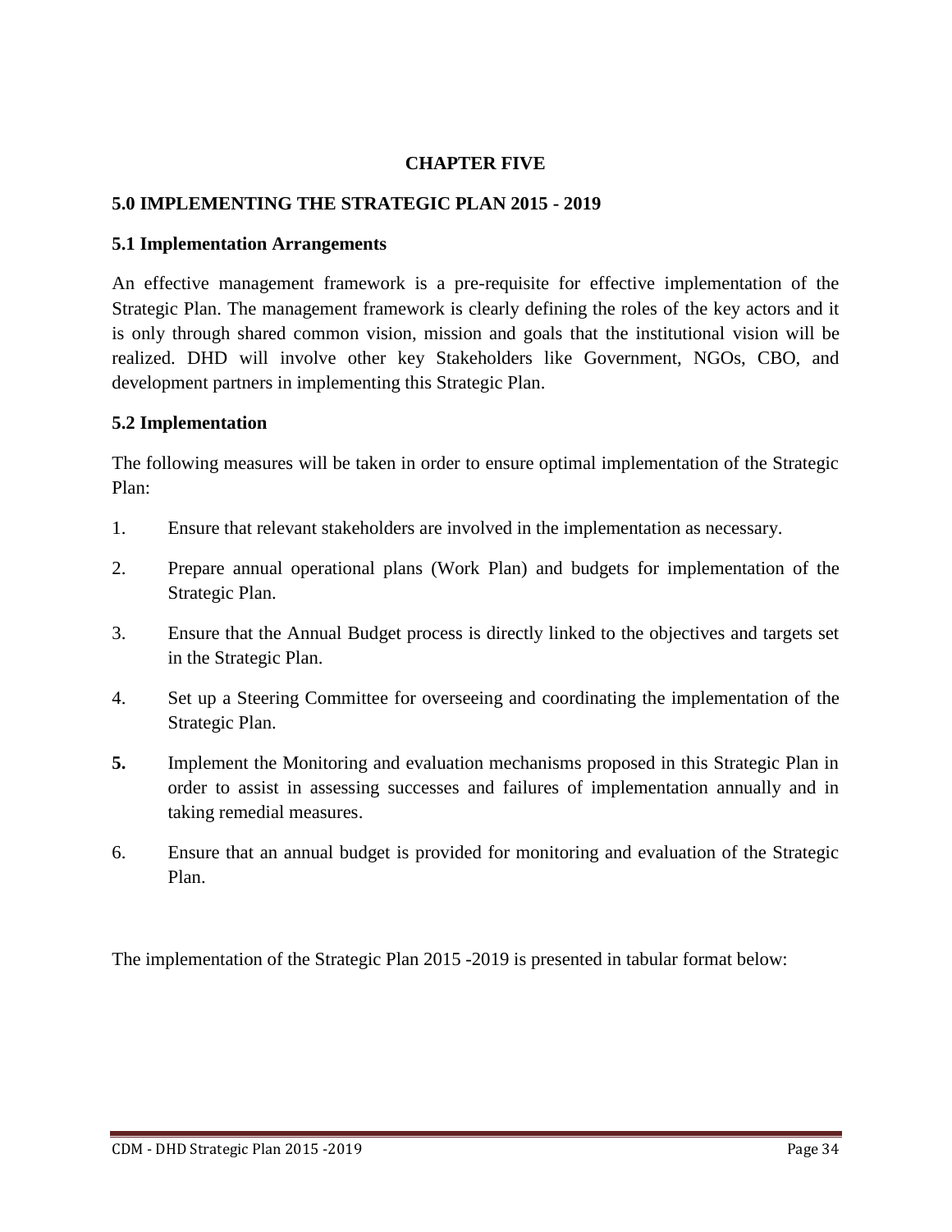# CHAPTER FIVE

## 5.0 IMPLEMENTING THE STRATEGIC PLAN 2015 - 2019

### 5.1 Implementation Arrangements

An effective management framework is a pre-requisite for effective implementation of the Strategic Plan. The management framework is clearly defining the roles of the key actors and it is only through shared common vision, mission and goals that the institutional vision will be realized. DHD will involve other key Stakeholders like Government, NGOs, CBO, and development partners in implementing this Strategic Plan.

### 5.2 Implementation

The following measures will be taken in order to ensure optimal implementation of the Strategic Plan:

1. Ensure that relevant stakeholders are involved in the implementation as necessary.
2. Prepare annual operational plans (Work Plan) and budgets for implementation of the Strategic Plan.
3. Ensure that the Annual Budget process is directly linked to the objectives and targets set in the Strategic Plan.
4. Set up a Steering Committee for overseeing and coordinating the implementation of the Strategic Plan.
5. Implement the Monitoring and evaluation mechanisms proposed in this Strategic Plan in order to assist in assessing successes and failures of implementation annually and in taking remedial measures.
6. Ensure that an annual budget is provided for monitoring and evaluation of the Strategic Plan.

The implementation of the Strategic Plan 2015 -2019 is presented in tabular format below: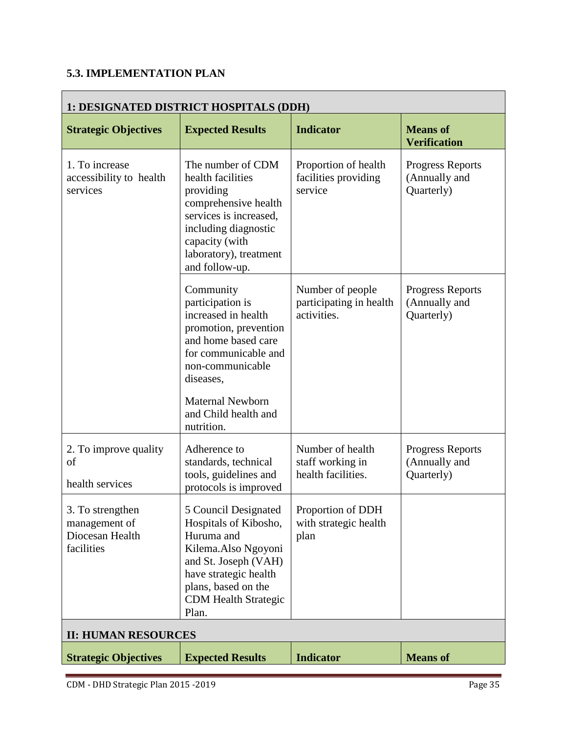### 5.3. IMPLEMENTATION PLAN

| 1: DESIGNATED DISTRICT HOSPITALS (DDH) | | | |
|---|---|---|---|
| **Strategic Objectives** | **Expected Results** | **Indicator** | **Means of Verification** |
| 1. To increase accessibility to health services | The number of CDM health facilities providing comprehensive health services is increased, including diagnostic capacity (with laboratory), treatment and follow-up. | Proportion of health facilities providing service | Progress Reports (Annually and Quarterly) |
| | Community participation is increased in health promotion, prevention and home based care for communicable and non-communicable diseases, Maternal Newborn and Child health and nutrition. | Number of people participating in health activities. | Progress Reports (Annually and Quarterly) |
| 2. To improve quality of health services | Adherence to standards, technical tools, guidelines and protocols is improved | Number of health staff working in health facilities. | Progress Reports (Annually and Quarterly) |
| 3. To strengthen management of Diocesan Health facilities | 5 Council Designated Hospitals of Kibosho, Huruma and Kilema.Also Ngoyoni and St. Joseph (VAH) have strategic health plans, based on the CDM Health Strategic Plan. | Proportion of DDH with strategic health plan | |

| II: HUMAN RESOURCES | | | |
|---|---|---|---|
| **Strategic Objectives** | **Expected Results** | **Indicator** | **Means of** |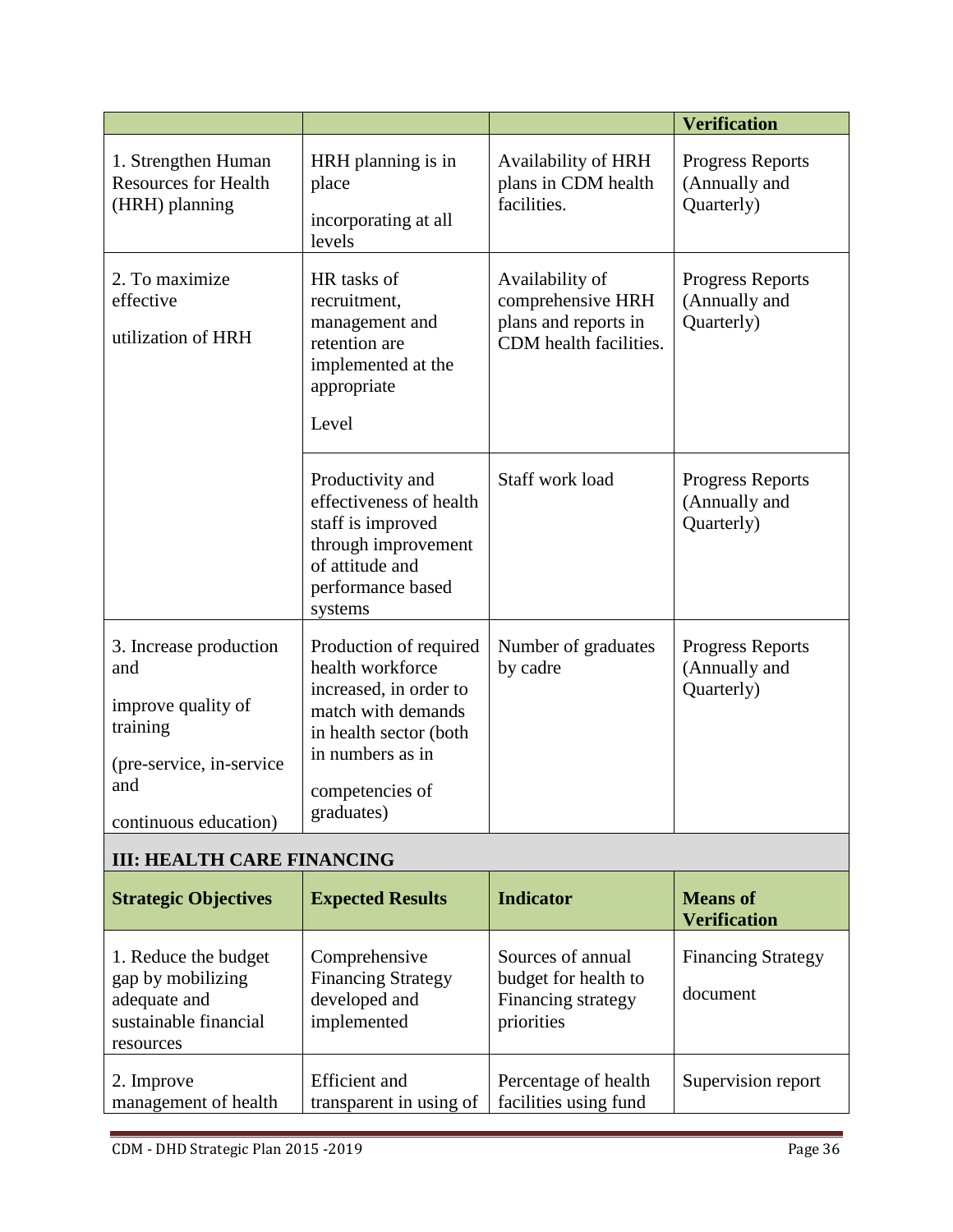| | | | Verification |
|---|---|---|---|
| 1. Strengthen Human Resources for Health (HRH) planning | HRH planning is in place incorporating at all levels | Availability of HRH plans in CDM health facilities. | Progress Reports (Annually and Quarterly) |
| 2. To maximize effective utilization of HRH | HR tasks of recruitment, management and retention are implemented at the appropriate Level | Availability of comprehensive HRH plans and reports in CDM health facilities. | Progress Reports (Annually and Quarterly) |
| | Productivity and effectiveness of health staff is improved through improvement of attitude and performance based systems | Staff work load | Progress Reports (Annually and Quarterly) |
| 3. Increase production and improve quality of training (pre-service, in-service and continuous education) | Production of required health workforce increased, in order to match with demands in health sector (both in numbers as in competencies of graduates) | Number of graduates by cadre | Progress Reports (Annually and Quarterly) |

**III: HEALTH CARE FINANCING**

| Strategic Objectives | Expected Results | Indicator | Means of Verification |
|---|---|---|---|
| 1. Reduce the budget gap by mobilizing adequate and sustainable financial resources | Comprehensive Financing Strategy developed and implemented | Sources of annual budget for health to Financing strategy priorities | Financing Strategy document |
| 2. Improve management of health | Efficient and transparent in using of | Percentage of health facilities using fund | Supervision report |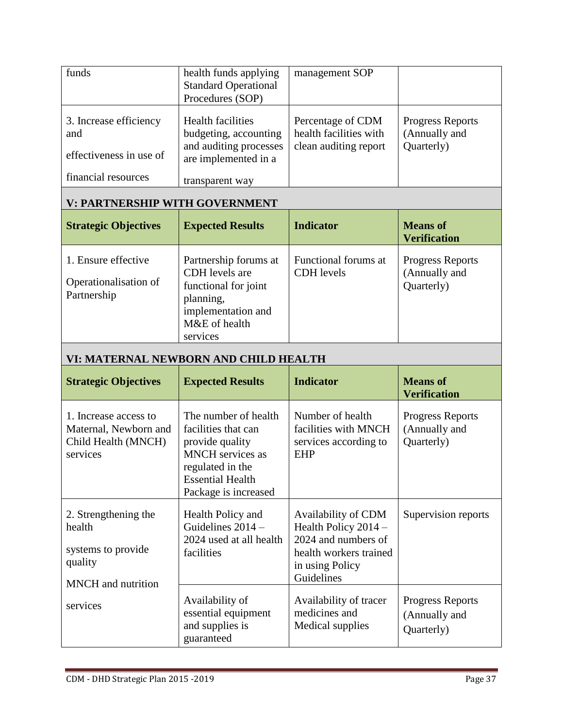| funds | health funds applying Standard Operational Procedures (SOP) | management SOP | |
|---|---|---|---|
| 3. Increase efficiency and effectiveness in use of financial resources | Health facilities budgeting, accounting and auditing processes are implemented in a transparent way | Percentage of CDM health facilities with clean auditing report | Progress Reports (Annually and Quarterly) |

## V: PARTNERSHIP WITH GOVERNMENT

| Strategic Objectives | Expected Results | Indicator | Means of Verification |
|---|---|---|---|
| 1. Ensure effective Operationalisation of Partnership | Partnership forums at CDH levels are functional for joint planning, implementation and M&E of health services | Functional forums at CDH levels | Progress Reports (Annually and Quarterly) |

## VI: MATERNAL NEWBORN AND CHILD HEALTH

| Strategic Objectives | Expected Results | Indicator | Means of Verification |
|---|---|---|---|
| 1. Increase access to Maternal, Newborn and Child Health (MNCH) services | The number of health facilities that can provide quality MNCH services as regulated in the Essential Health Package is increased | Number of health facilities with MNCH services according to EHP | Progress Reports (Annually and Quarterly) |
| 2. Strengthening the health systems to provide quality MNCH and nutrition services | Health Policy and Guidelines 2014 – 2024 used at all health facilities | Availability of CDM Health Policy 2014 – 2024 and numbers of health workers trained in using Policy Guidelines | Supervision reports |
| | Availability of essential equipment and supplies is guaranteed | Availability of tracer medicines and Medical supplies | Progress Reports (Annually and Quarterly) |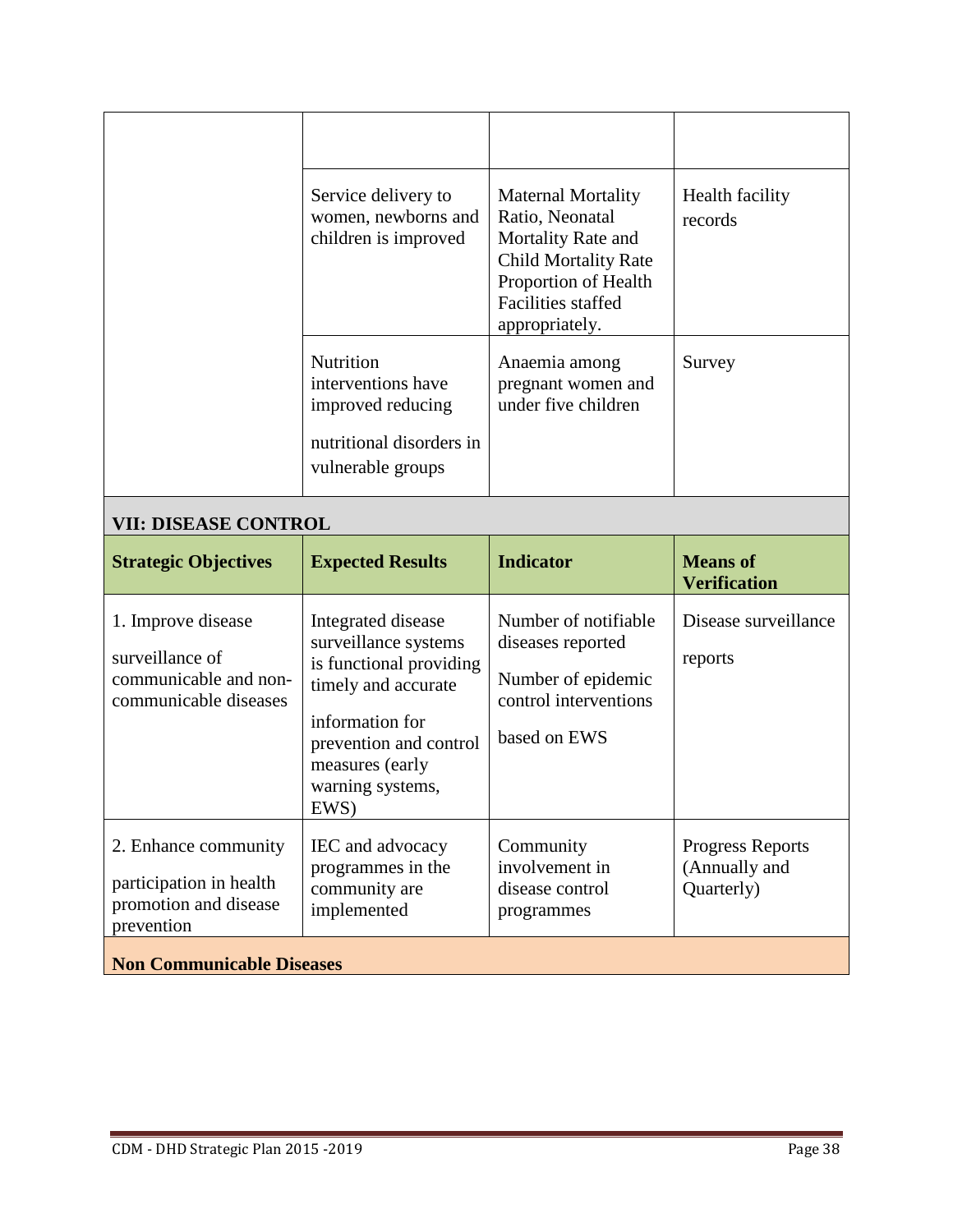| | | | |
|---|---|---|---|
| | | | |
| | Service delivery to women, newborns and children is improved | Maternal Mortality Ratio, Neonatal Mortality Rate and Child Mortality Rate Proportion of Health Facilities staffed appropriately. | Health facility records |
| | Nutrition interventions have improved reducing nutritional disorders in vulnerable groups | Anaemia among pregnant women and under five children | Survey |
| **VII: DISEASE CONTROL** | | | |
| **Strategic Objectives** | **Expected Results** | **Indicator** | **Means of Verification** |
| 1. Improve disease surveillance of communicable and non-communicable diseases | Integrated disease surveillance systems is functional providing timely and accurate information for prevention and control measures (early warning systems, EWS) | Number of notifiable diseases reported<br>Number of epidemic control interventions based on EWS | Disease surveillance reports |
| 2. Enhance community participation in health promotion and disease prevention | IEC and advocacy programmes in the community are implemented | Community involvement in disease control programmes | Progress Reports (Annually and Quarterly) |
| **Non Communicable Diseases** | | | |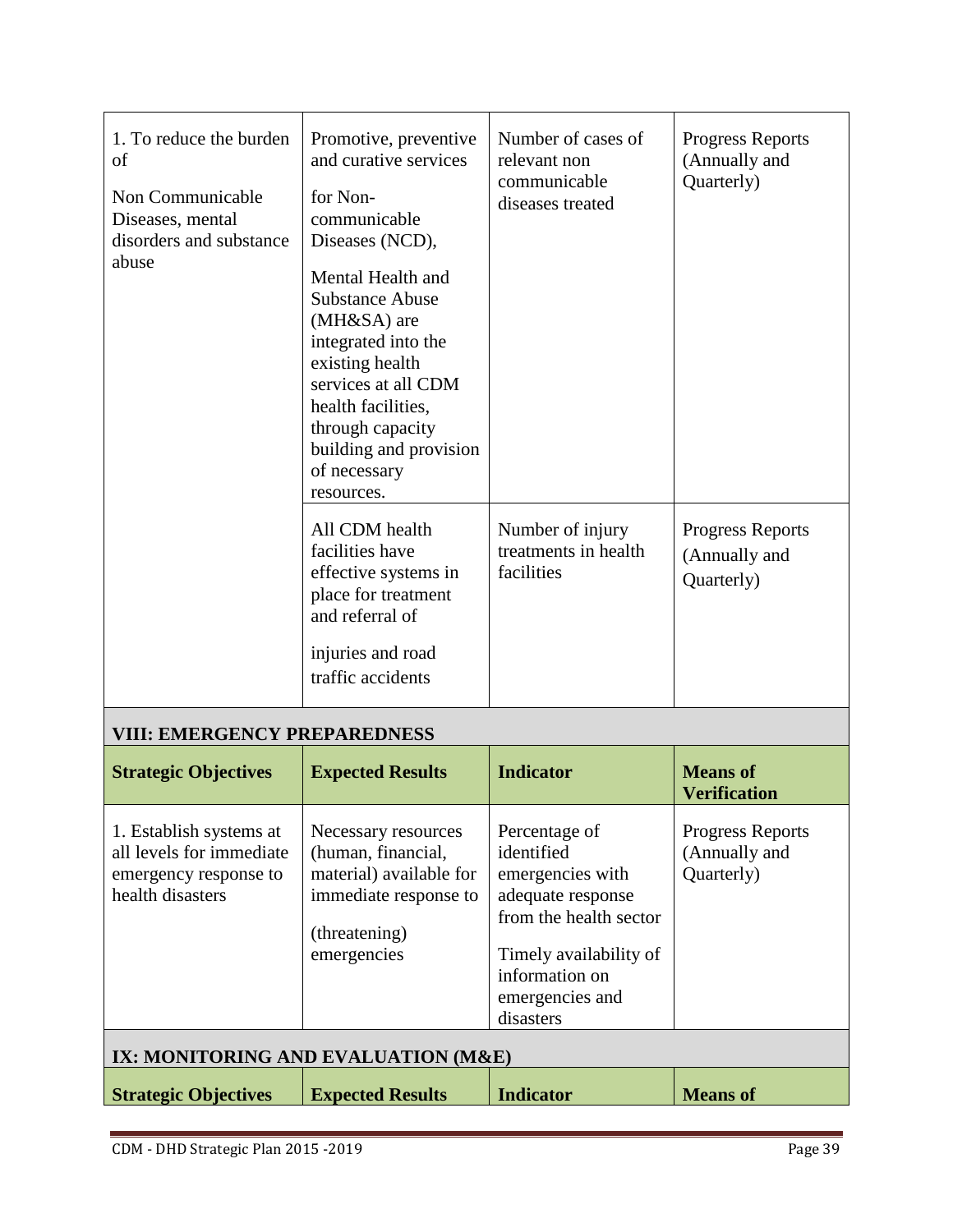| | | | |
|---|---|---|---|
| 1. To reduce the burden of Non Communicable Diseases, mental disorders and substance abuse | Promotive, preventive and curative services for Non-communicable Diseases (NCD), Mental Health and Substance Abuse (MH&SA) are integrated into the existing health services at all CDM health facilities, through capacity building and provision of necessary resources. | Number of cases of relevant non communicable diseases treated | Progress Reports (Annually and Quarterly) |
| | All CDM health facilities have effective systems in place for treatment and referral of injuries and road traffic accidents | Number of injury treatments in health facilities | Progress Reports (Annually and Quarterly) |

## VIII: EMERGENCY PREPAREDNESS

| Strategic Objectives | Expected Results | Indicator | Means of Verification |
|---|---|---|---|
| 1. Establish systems at all levels for immediate emergency response to health disasters | Necessary resources (human, financial, material) available for immediate response to (threatening) emergencies | Percentage of identified emergencies with adequate response from the health sector<br><br>Timely availability of information on emergencies and disasters | Progress Reports (Annually and Quarterly) |

## IX: MONITORING AND EVALUATION (M&E)

| Strategic Objectives | Expected Results | Indicator | Means of |
|---|---|---|---|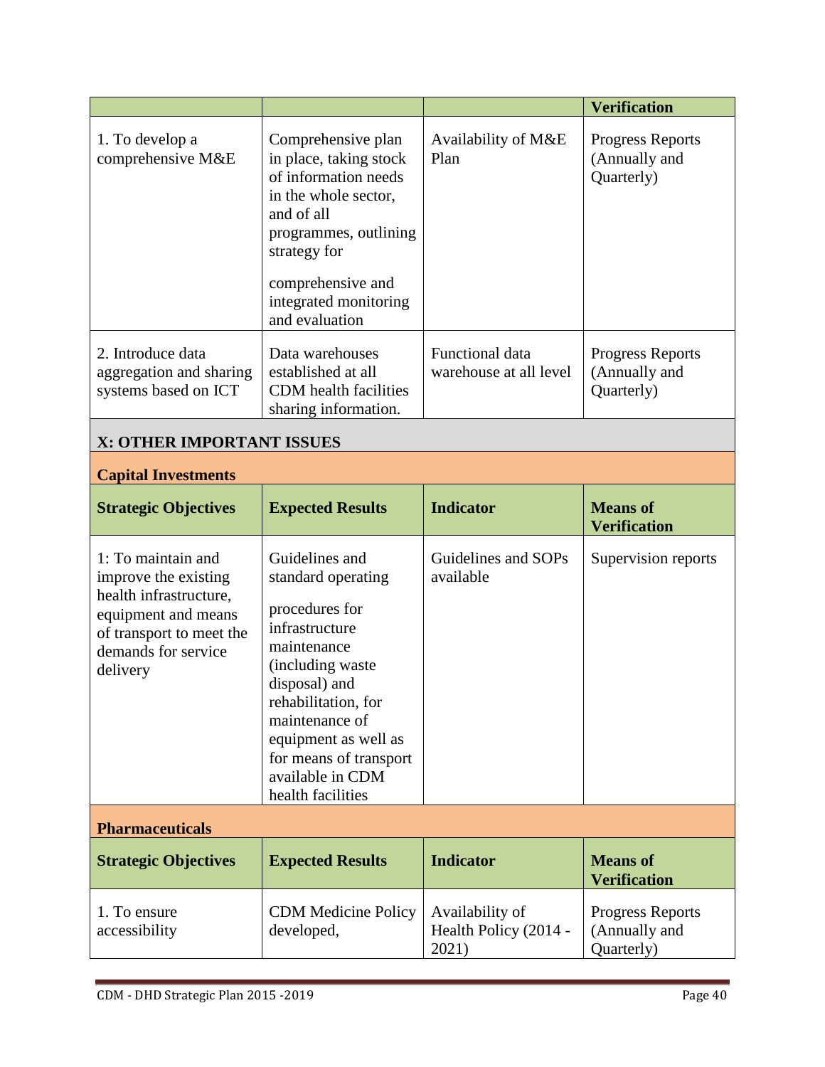| | | | Verification |
|---|---|---|---|
| 1. To develop a comprehensive M&E | Comprehensive plan in place, taking stock of information needs in the whole sector, and of all programmes, outlining strategy for comprehensive and integrated monitoring and evaluation | Availability of M&E Plan | Progress Reports (Annually and Quarterly) |
| 2. Introduce data aggregation and sharing systems based on ICT | Data warehouses established at all CDM health facilities sharing information. | Functional data warehouse at all level | Progress Reports (Annually and Quarterly) |

## X: OTHER IMPORTANT ISSUES

### Capital Investments

| Strategic Objectives | Expected Results | Indicator | Means of Verification |
|---|---|---|---|
| 1: To maintain and improve the existing health infrastructure, equipment and means of transport to meet the demands for service delivery | Guidelines and standard operating procedures for infrastructure maintenance (including waste disposal) and rehabilitation, for maintenance of equipment as well as for means of transport available in CDM health facilities | Guidelines and SOPs available | Supervision reports |

### Pharmaceuticals

| Strategic Objectives | Expected Results | Indicator | Means of Verification |
|---|---|---|---|
| 1. To ensure accessibility | CDM Medicine Policy developed, | Availability of Health Policy (2014 - 2021) | Progress Reports (Annually and Quarterly) |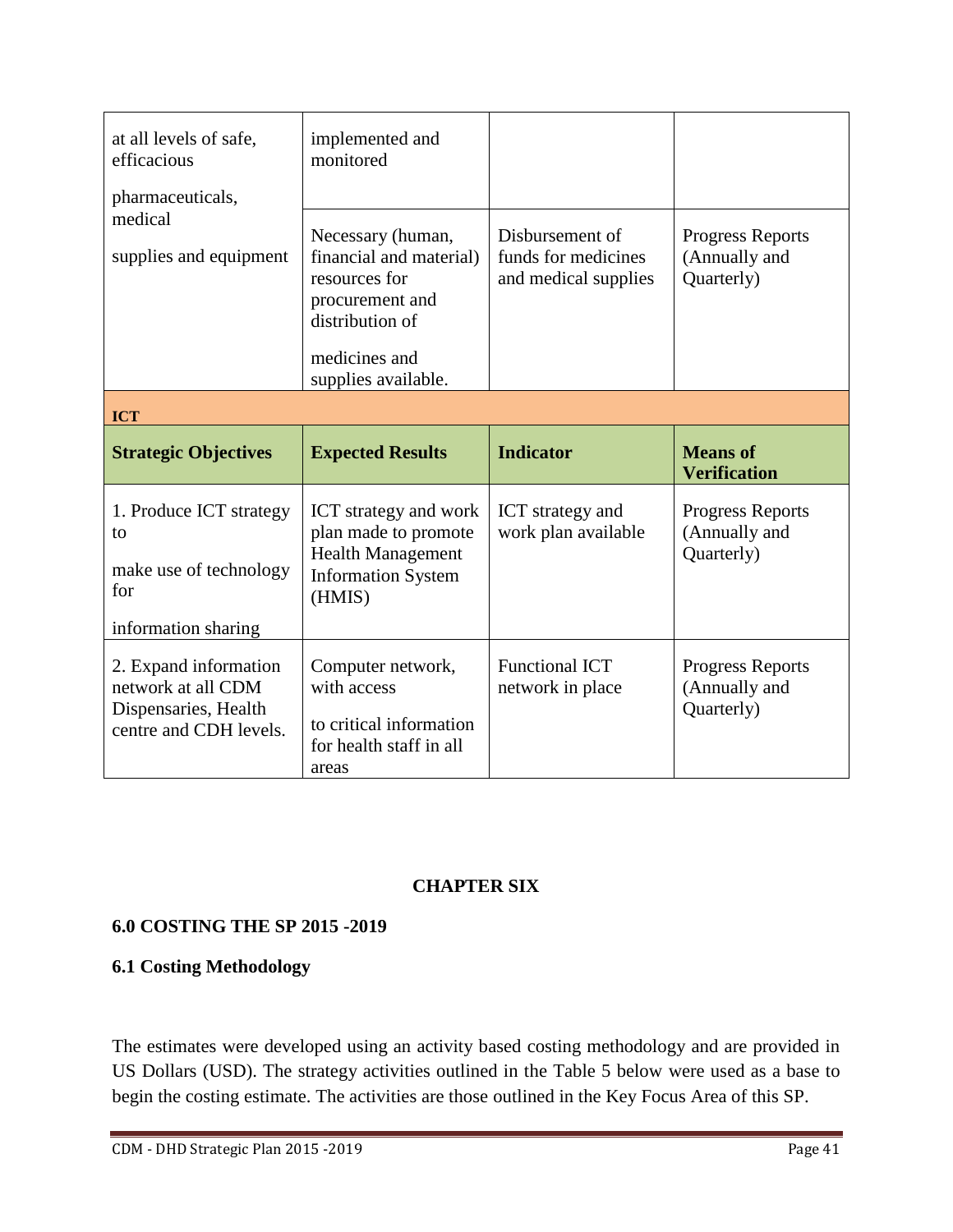| | | | |
|---|---|---|---|
| at all levels of safe, efficacious pharmaceuticals, medical supplies and equipment | implemented and monitored | | |
| | Necessary (human, financial and material) resources for procurement and distribution of medicines and supplies available. | Disbursement of funds for medicines and medical supplies | Progress Reports (Annually and Quarterly) |

**ICT**

| Strategic Objectives | Expected Results | Indicator | Means of Verification |
|---|---|---|---|
| 1. Produce ICT strategy to make use of technology for information sharing | ICT strategy and work plan made to promote Health Management Information System (HMIS) | ICT strategy and work plan available | Progress Reports (Annually and Quarterly) |
| 2. Expand information network at all CDM Dispensaries, Health centre and CDH levels. | Computer network, with access to critical information for health staff in all areas | Functional ICT network in place | Progress Reports (Annually and Quarterly) |

## CHAPTER SIX

### 6.0 COSTING THE SP 2015 -2019

### 6.1 Costing Methodology

The estimates were developed using an activity based costing methodology and are provided in US Dollars (USD). The strategy activities outlined in the Table 5 below were used as a base to begin the costing estimate. The activities are those outlined in the Key Focus Area of this SP.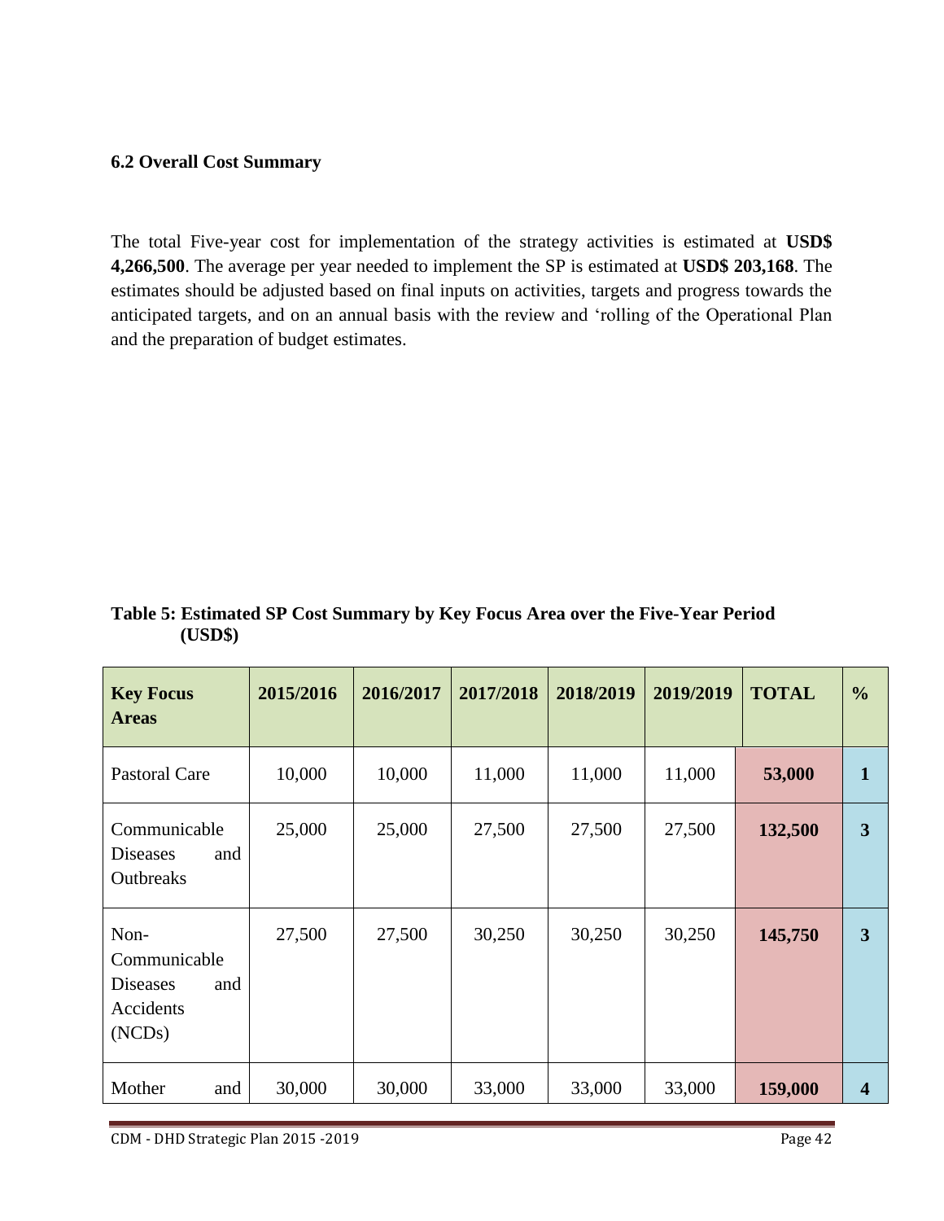### 6.2 Overall Cost Summary

The total Five-year cost for implementation of the strategy activities is estimated at **USD$ 4,266,500**. The average per year needed to implement the SP is estimated at **USD$ 203,168**. The estimates should be adjusted based on final inputs on activities, targets and progress towards the anticipated targets, and on an annual basis with the review and 'rolling of the Operational Plan and the preparation of budget estimates.

**Table 5: Estimated SP Cost Summary by Key Focus Area over the Five-Year Period (USD$)**

| Key Focus Areas | 2015/2016 | 2016/2017 | 2017/2018 | 2018/2019 | 2019/2019 | TOTAL | % |
|---|---|---|---|---|---|---|---|
| Pastoral Care | 10,000 | 10,000 | 11,000 | 11,000 | 11,000 | **53,000** | **1** |
| Communicable Diseases and Outbreaks | 25,000 | 25,000 | 27,500 | 27,500 | 27,500 | **132,500** | **3** |
| Non-Communicable Diseases and Accidents (NCDs) | 27,500 | 27,500 | 30,250 | 30,250 | 30,250 | **145,750** | **3** |
| Mother and | 30,000 | 30,000 | 33,000 | 33,000 | 33,000 | **159,000** | **4** |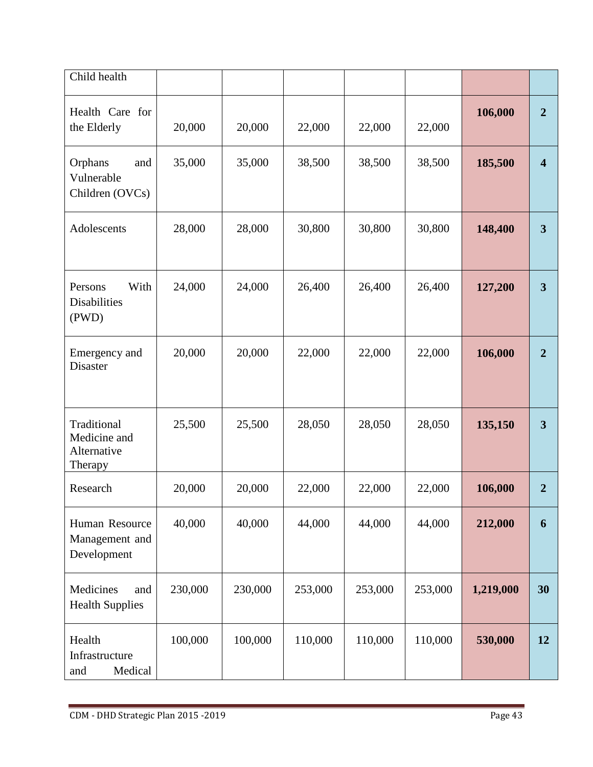| | | | | | | | |
|---|---|---|---|---|---|---|---|
| Child health | | | | | | | |
| Health Care for the Elderly | 20,000 | 20,000 | 22,000 | 22,000 | 22,000 | **106,000** | **2** |
| Orphans and Vulnerable Children (OVCs) | 35,000 | 35,000 | 38,500 | 38,500 | 38,500 | **185,500** | **4** |
| Adolescents | 28,000 | 28,000 | 30,800 | 30,800 | 30,800 | **148,400** | **3** |
| Persons With Disabilities (PWD) | 24,000 | 24,000 | 26,400 | 26,400 | 26,400 | **127,200** | **3** |
| Emergency and Disaster | 20,000 | 20,000 | 22,000 | 22,000 | 22,000 | **106,000** | **2** |
| Traditional Medicine and Alternative Therapy | 25,500 | 25,500 | 28,050 | 28,050 | 28,050 | **135,150** | **3** |
| Research | 20,000 | 20,000 | 22,000 | 22,000 | 22,000 | **106,000** | **2** |
| Human Resource Management and Development | 40,000 | 40,000 | 44,000 | 44,000 | 44,000 | **212,000** | **6** |
| Medicines and Health Supplies | 230,000 | 230,000 | 253,000 | 253,000 | 253,000 | **1,219,000** | **30** |
| Health Infrastructure and Medical | 100,000 | 100,000 | 110,000 | 110,000 | 110,000 | **530,000** | **12** |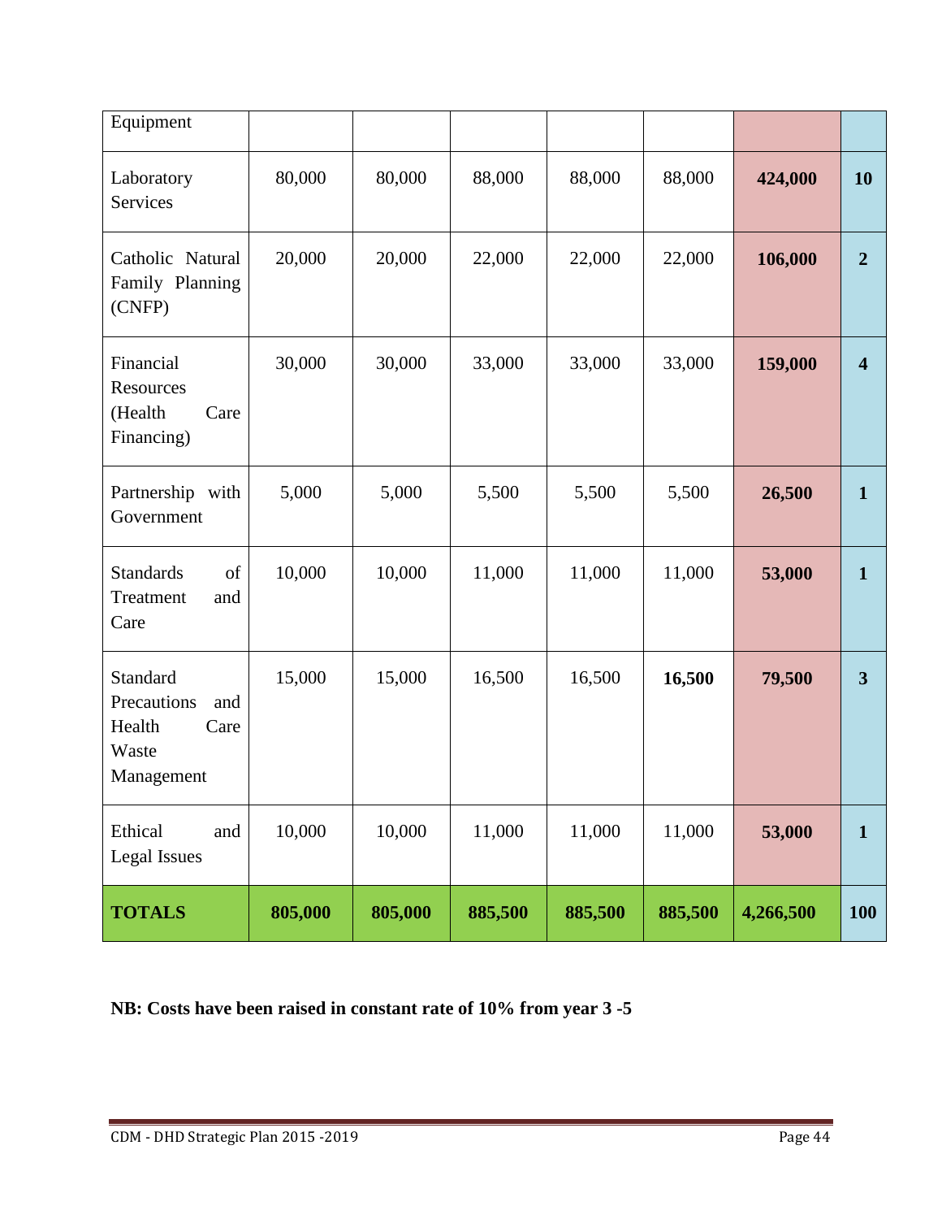| Equipment | | | | | | | |
|---|---|---|---|---|---|---|---|
| Laboratory Services | 80,000 | 80,000 | 88,000 | 88,000 | 88,000 | **424,000** | **10** |
| Catholic Natural Family Planning (CNFP) | 20,000 | 20,000 | 22,000 | 22,000 | 22,000 | **106,000** | **2** |
| Financial Resources (Health Care Financing) | 30,000 | 30,000 | 33,000 | 33,000 | 33,000 | **159,000** | **4** |
| Partnership with Government | 5,000 | 5,000 | 5,500 | 5,500 | 5,500 | **26,500** | **1** |
| Standards of Treatment and Care | 10,000 | 10,000 | 11,000 | 11,000 | 11,000 | **53,000** | **1** |
| Standard Precautions and Health Care Waste Management | 15,000 | 15,000 | 16,500 | 16,500 | **16,500** | **79,500** | **3** |
| Ethical and Legal Issues | 10,000 | 10,000 | 11,000 | 11,000 | 11,000 | **53,000** | **1** |
| **TOTALS** | **805,000** | **805,000** | **885,500** | **885,500** | **885,500** | **4,266,500** | **100** |

**NB: Costs have been raised in constant rate of 10% from year 3 -5**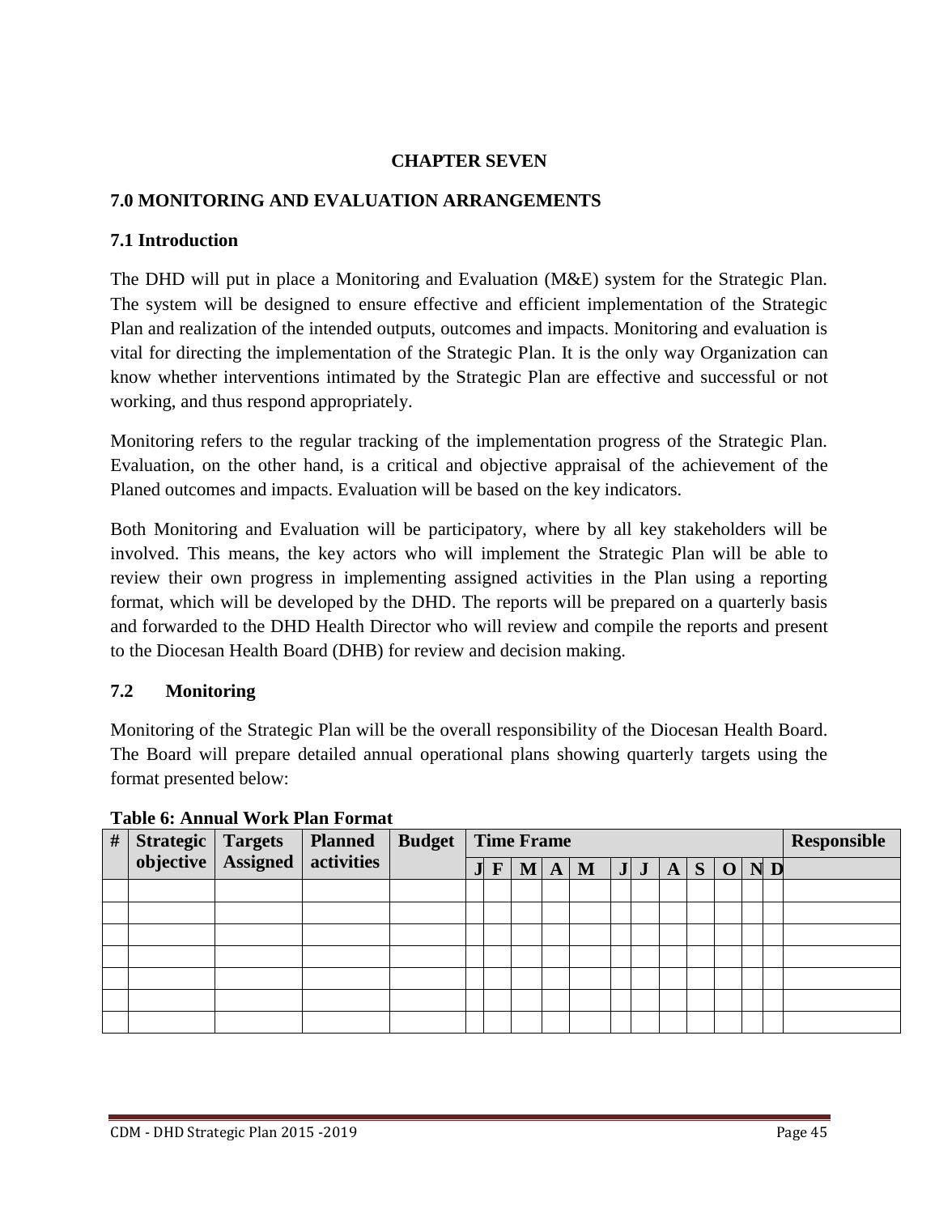**CHAPTER SEVEN**

## 7.0 MONITORING AND EVALUATION ARRANGEMENTS

### 7.1 Introduction

The DHD will put in place a Monitoring and Evaluation (M&E) system for the Strategic Plan. The system will be designed to ensure effective and efficient implementation of the Strategic Plan and realization of the intended outputs, outcomes and impacts. Monitoring and evaluation is vital for directing the implementation of the Strategic Plan. It is the only way Organization can know whether interventions intimated by the Strategic Plan are effective and successful or not working, and thus respond appropriately.

Monitoring refers to the regular tracking of the implementation progress of the Strategic Plan. Evaluation, on the other hand, is a critical and objective appraisal of the achievement of the Planed outcomes and impacts. Evaluation will be based on the key indicators.

Both Monitoring and Evaluation will be participatory, where by all key stakeholders will be involved. This means, the key actors who will implement the Strategic Plan will be able to review their own progress in implementing assigned activities in the Plan using a reporting format, which will be developed by the DHD. The reports will be prepared on a quarterly basis and forwarded to the DHD Health Director who will review and compile the reports and present to the Diocesan Health Board (DHB) for review and decision making.

### 7.2 Monitoring

Monitoring of the Strategic Plan will be the overall responsibility of the Diocesan Health Board. The Board will prepare detailed annual operational plans showing quarterly targets using the format presented below:

**Table 6: Annual Work Plan Format**

| # | Strategic objective | Targets Assigned | Planned activities | Budget | Time Frame | | | | | | | | | | | | Responsible |
|---|---|---|---|---|---|---|---|---|---|---|---|---|---|---|---|---|---|
| | | | | | J | F | M | A | M | J | J | A | S | O | N | D | |
| | | | | | | | | | | | | | | | | | |
| | | | | | | | | | | | | | | | | | |
| | | | | | | | | | | | | | | | | | |
| | | | | | | | | | | | | | | | | | |
| | | | | | | | | | | | | | | | | | |
| | | | | | | | | | | | | | | | | | |
| | | | | | | | | | | | | | | | | | |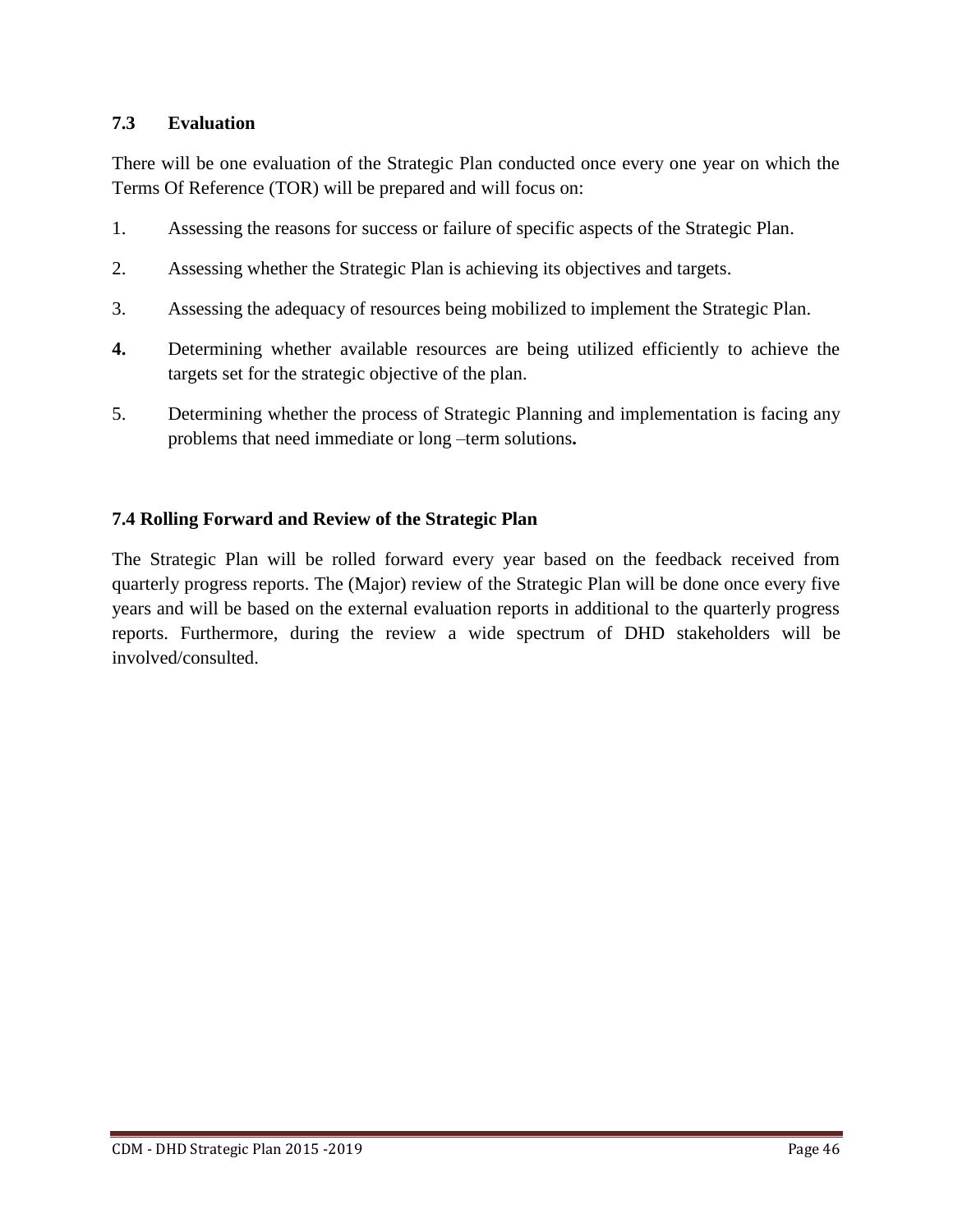### 7.3 Evaluation

There will be one evaluation of the Strategic Plan conducted once every one year on which the Terms Of Reference (TOR) will be prepared and will focus on:

1. Assessing the reasons for success or failure of specific aspects of the Strategic Plan.
2. Assessing whether the Strategic Plan is achieving its objectives and targets.
3. Assessing the adequacy of resources being mobilized to implement the Strategic Plan.
4. Determining whether available resources are being utilized efficiently to achieve the targets set for the strategic objective of the plan.
5. Determining whether the process of Strategic Planning and implementation is facing any problems that need immediate or long –term solutions.

### 7.4 Rolling Forward and Review of the Strategic Plan

The Strategic Plan will be rolled forward every year based on the feedback received from quarterly progress reports. The (Major) review of the Strategic Plan will be done once every five years and will be based on the external evaluation reports in additional to the quarterly progress reports. Furthermore, during the review a wide spectrum of DHD stakeholders will be involved/consulted.